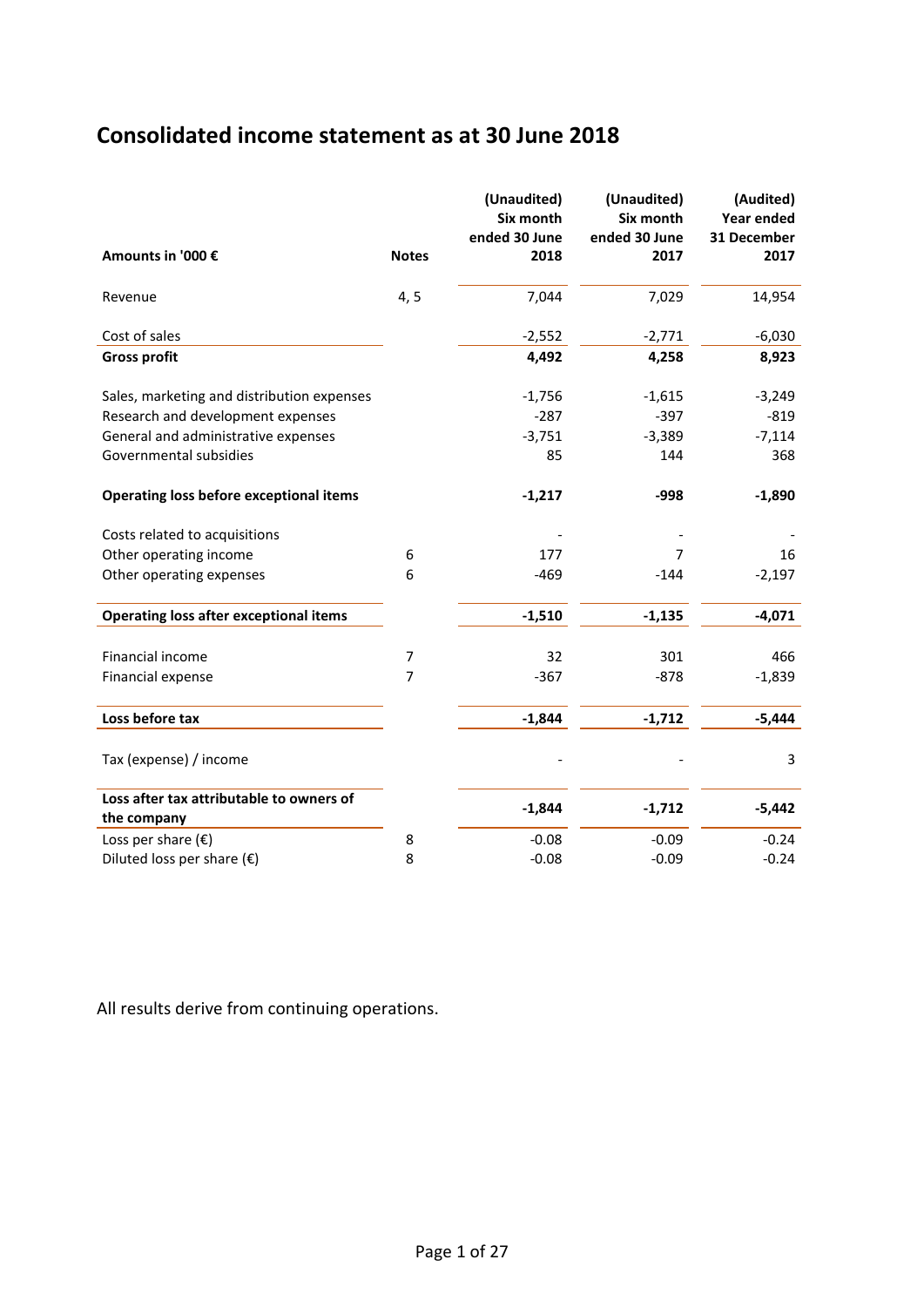# Consolidated income statement as at 30 June 2018

| Amounts in '000 € | Notes | (Unaudited) Six month ended 30 June 2018 | (Unaudited) Six month ended 30 June 2017 | (Audited) Year ended 31 December 2017 |
|---|---|---|---|---|
| Revenue | 4, 5 | 7,044 | 7,029 | 14,954 |
| Cost of sales | | -2,552 | -2,771 | -6,030 |
| **Gross profit** | | **4,492** | **4,258** | **8,923** |
| Sales, marketing and distribution expenses | | -1,756 | -1,615 | -3,249 |
| Research and development expenses | | -287 | -397 | -819 |
| General and administrative expenses | | -3,751 | -3,389 | -7,114 |
| Governmental subsidies | | 85 | 144 | 368 |
| **Operating loss before exceptional items** | | **-1,217** | **-998** | **-1,890** |
| Costs related to acquisitions | | - | - | - |
| Other operating income | 6 | 177 | 7 | 16 |
| Other operating expenses | 6 | -469 | -144 | -2,197 |
| **Operating loss after exceptional items** | | **-1,510** | **-1,135** | **-4,071** |
| Financial income | 7 | 32 | 301 | 466 |
| Financial expense | 7 | -367 | -878 | -1,839 |
| **Loss before tax** | | **-1,844** | **-1,712** | **-5,444** |
| Tax (expense) / income | | - | - | 3 |
| **Loss after tax attributable to owners of the company** | | **-1,844** | **-1,712** | **-5,442** |
| Loss per share (€) | 8 | -0.08 | -0.09 | -0.24 |
| Diluted loss per share (€) | 8 | -0.08 | -0.09 | -0.24 |

All results derive from continuing operations.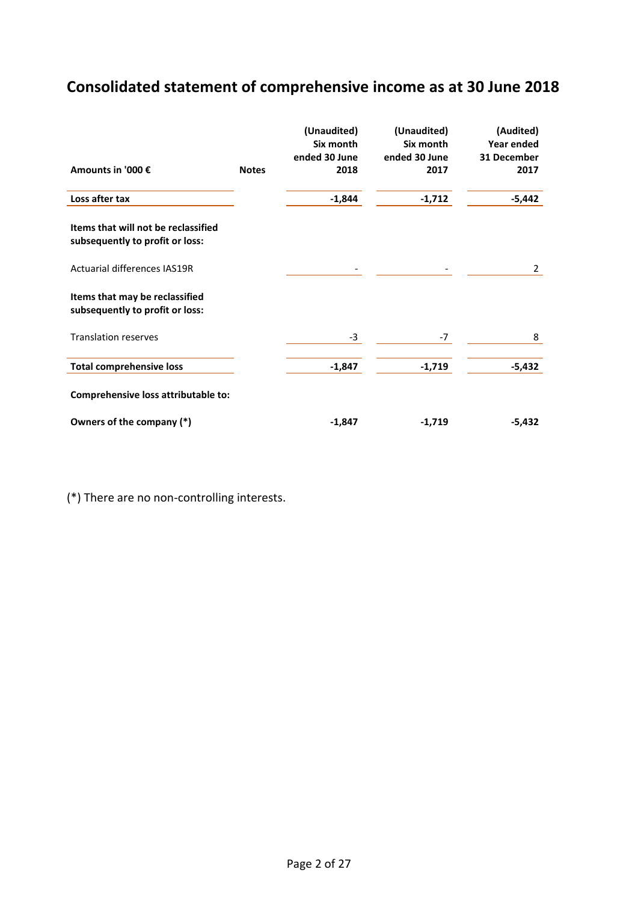# Consolidated statement of comprehensive income as at 30 June 2018

| Amounts in '000 € | Notes | (Unaudited) Six month ended 30 June 2018 | (Unaudited) Six month ended 30 June 2017 | (Audited) Year ended 31 December 2017 |
|---|---|---|---|---|
| **Loss after tax** | | **-1,844** | **-1,712** | **-5,442** |
| **Items that will not be reclassified subsequently to profit or loss:** | | | | |
| Actuarial differences IAS19R | | - | - | 2 |
| **Items that may be reclassified subsequently to profit or loss:** | | | | |
| Translation reserves | | -3 | -7 | 8 |
| **Total comprehensive loss** | | **-1,847** | **-1,719** | **-5,432** |
| **Comprehensive loss attributable to:** | | | | |
| **Owners of the company (*)** | | **-1,847** | **-1,719** | **-5,432** |

(*) There are no non-controlling interests.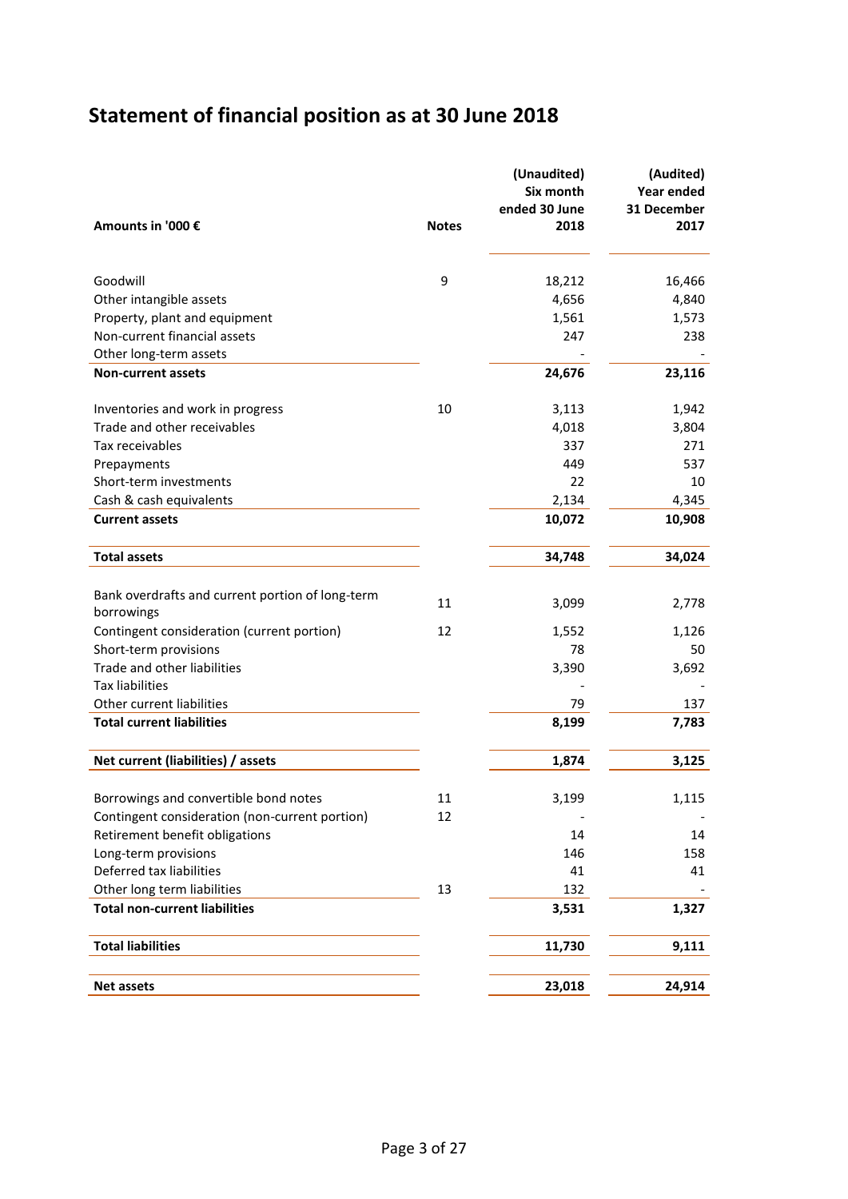# Statement of financial position as at 30 June 2018

| Amounts in '000 € | Notes | (Unaudited) Six month ended 30 June 2018 | (Audited) Year ended 31 December 2017 |
|---|---|---|---|
| Goodwill | 9 | 18,212 | 16,466 |
| Other intangible assets | | 4,656 | 4,840 |
| Property, plant and equipment | | 1,561 | 1,573 |
| Non-current financial assets | | 247 | 238 |
| Other long-term assets | | - | - |
| **Non-current assets** | | **24,676** | **23,116** |
| Inventories and work in progress | 10 | 3,113 | 1,942 |
| Trade and other receivables | | 4,018 | 3,804 |
| Tax receivables | | 337 | 271 |
| Prepayments | | 449 | 537 |
| Short-term investments | | 22 | 10 |
| Cash & cash equivalents | | 2,134 | 4,345 |
| **Current assets** | | **10,072** | **10,908** |
| **Total assets** | | **34,748** | **34,024** |
| Bank overdrafts and current portion of long-term borrowings | 11 | 3,099 | 2,778 |
| Contingent consideration (current portion) | 12 | 1,552 | 1,126 |
| Short-term provisions | | 78 | 50 |
| Trade and other liabilities | | 3,390 | 3,692 |
| Tax liabilities | | - | - |
| Other current liabilities | | 79 | 137 |
| **Total current liabilities** | | **8,199** | **7,783** |
| **Net current (liabilities) / assets** | | **1,874** | **3,125** |
| Borrowings and convertible bond notes | 11 | 3,199 | 1,115 |
| Contingent consideration (non-current portion) | 12 | - | - |
| Retirement benefit obligations | | 14 | 14 |
| Long-term provisions | | 146 | 158 |
| Deferred tax liabilities | | 41 | 41 |
| Other long term liabilities | 13 | 132 | - |
| **Total non-current liabilities** | | **3,531** | **1,327** |
| **Total liabilities** | | **11,730** | **9,111** |
| **Net assets** | | **23,018** | **24,914** |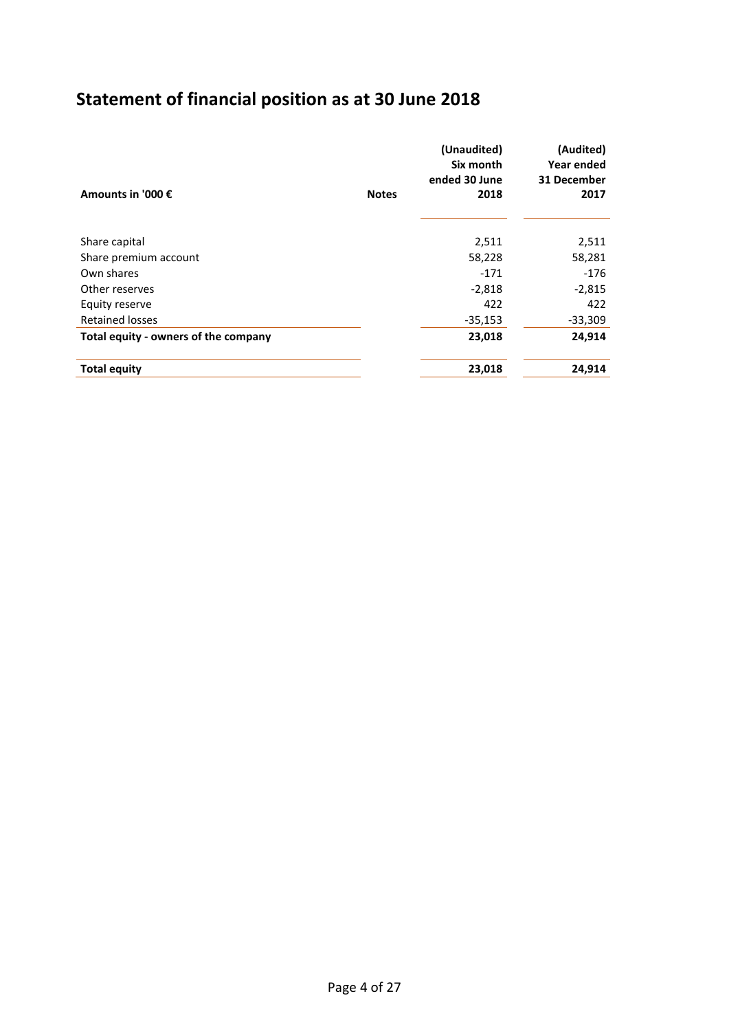# Statement of financial position as at 30 June 2018

| Amounts in '000 € | Notes | (Unaudited) Six month ended 30 June 2018 | (Audited) Year ended 31 December 2017 |
|---|---|---|---|
| Share capital | | 2,511 | 2,511 |
| Share premium account | | 58,228 | 58,281 |
| Own shares | | -171 | -176 |
| Other reserves | | -2,818 | -2,815 |
| Equity reserve | | 422 | 422 |
| Retained losses | | -35,153 | -33,309 |
| **Total equity - owners of the company** | | **23,018** | **24,914** |
| **Total equity** | | **23,018** | **24,914** |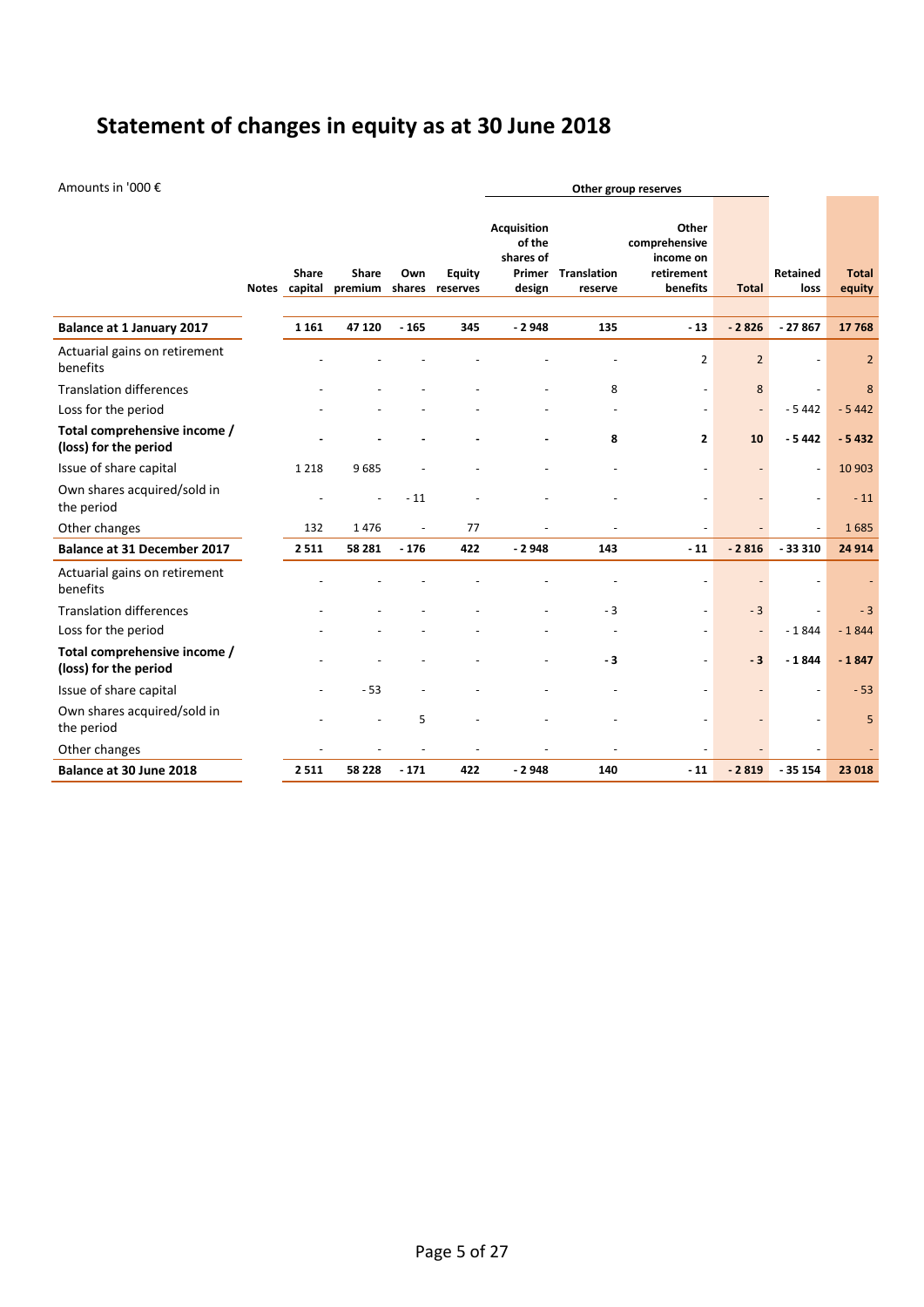# Statement of changes in equity as at 30 June 2018

Amounts in '000 €

| | Notes | Share capital | Share premium | Own shares | Equity reserves | Other group reserves | | | | Retained loss | Total equity |
|---|---|---|---|---|---|---|---|---|---|---|---|
| | | | | | | Acquisition of the shares of Primer design | Translation reserve | Other comprehensive income on retirement benefits | Total | | |
| **Balance at 1 January 2017** | | **1 161** | **47 120** | **- 165** | **345** | **- 2 948** | **135** | **- 13** | **- 2 826** | **- 27 867** | **17 768** |
| Actuarial gains on retirement benefits | | - | - | - | - | - | - | 2 | 2 | - | 2 |
| Translation differences | | - | - | - | - | - | 8 | - | 8 | - | 8 |
| Loss for the period | | - | - | - | - | - | - | - | - | - 5 442 | - 5 442 |
| **Total comprehensive income / (loss) for the period** | | **-** | **-** | **-** | **-** | **-** | **8** | **2** | **10** | **- 5 442** | **- 5 432** |
| Issue of share capital | | 1 218 | 9 685 | - | - | - | - | - | - | - | 10 903 |
| Own shares acquired/sold in the period | | - | - | - 11 | - | - | - | - | - | - | - 11 |
| Other changes | | 132 | 1 476 | - | 77 | - | - | - | - | - | 1 685 |
| **Balance at 31 December 2017** | | **2 511** | **58 281** | **- 176** | **422** | **- 2 948** | **143** | **- 11** | **- 2 816** | **- 33 310** | **24 914** |
| Actuarial gains on retirement benefits | | - | - | - | - | - | - | - | - | - | - |
| Translation differences | | - | - | - | - | - | - 3 | - | - 3 | - | - 3 |
| Loss for the period | | - | - | - | - | - | - | - | - | - 1 844 | - 1 844 |
| **Total comprehensive income / (loss) for the period** | | - | - | - | - | - | **- 3** | - | **- 3** | **- 1 844** | **- 1 847** |
| Issue of share capital | | - | - 53 | - | - | - | - | - | - | - | - 53 |
| Own shares acquired/sold in the period | | - | - | 5 | - | - | - | - | - | - | 5 |
| Other changes | | - | - | - | - | - | - | - | - | - | - |
| **Balance at 30 June 2018** | | **2 511** | **58 228** | **- 171** | **422** | **- 2 948** | **140** | **- 11** | **- 2 819** | **- 35 154** | **23 018** |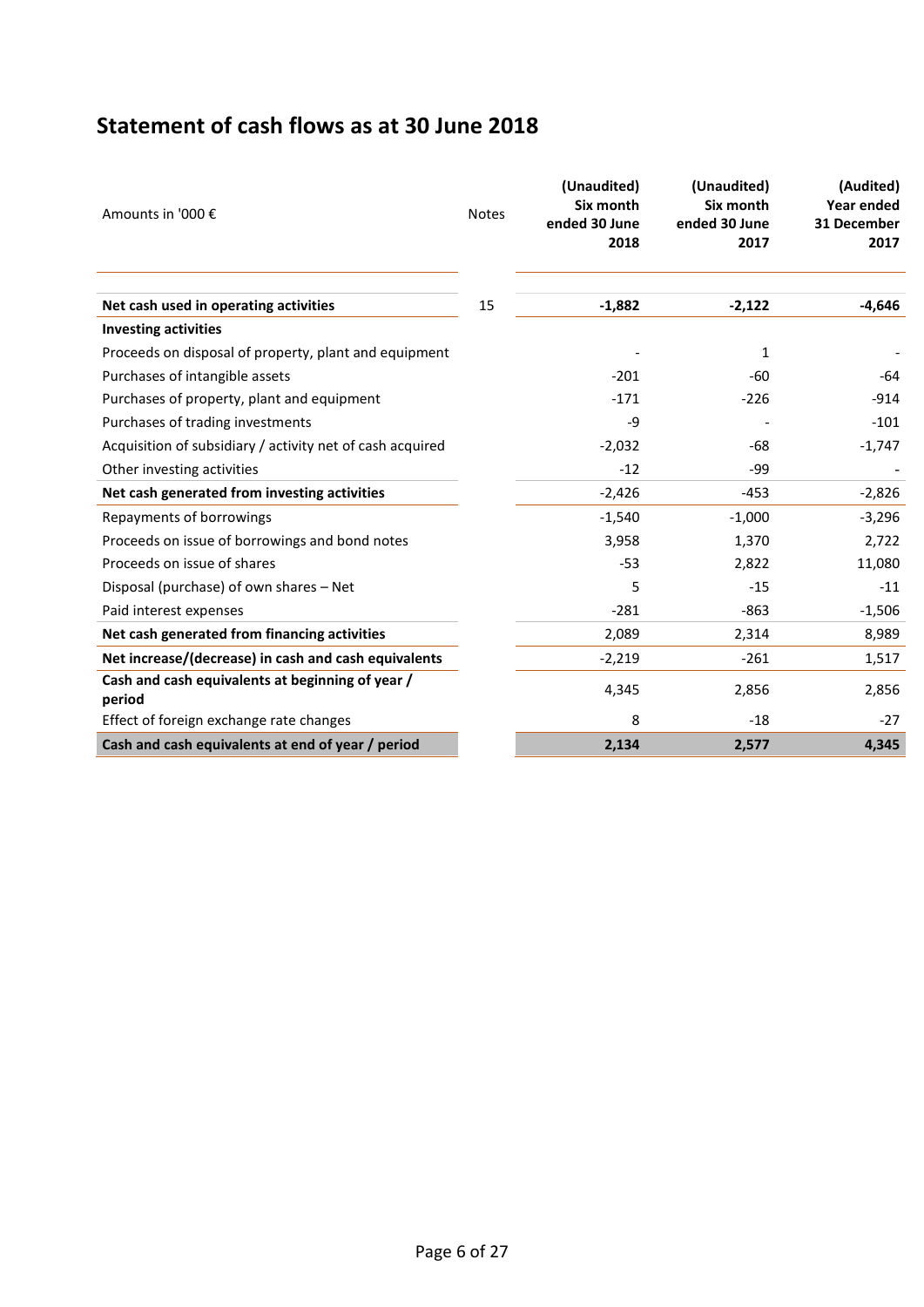# Statement of cash flows as at 30 June 2018

| Amounts in '000 € | Notes | (Unaudited) Six month ended 30 June 2018 | (Unaudited) Six month ended 30 June 2017 | (Audited) Year ended 31 December 2017 |
|---|---|---|---|---|
| **Net cash used in operating activities** | 15 | **-1,882** | **-2,122** | **-4,646** |
| **Investing activities** | | | | |
| Proceeds on disposal of property, plant and equipment | | - | 1 | - |
| Purchases of intangible assets | | -201 | -60 | -64 |
| Purchases of property, plant and equipment | | -171 | -226 | -914 |
| Purchases of trading investments | | -9 | - | -101 |
| Acquisition of subsidiary / activity net of cash acquired | | -2,032 | -68 | -1,747 |
| Other investing activities | | -12 | -99 | - |
| **Net cash generated from investing activities** | | -2,426 | -453 | -2,826 |
| Repayments of borrowings | | -1,540 | -1,000 | -3,296 |
| Proceeds on issue of borrowings and bond notes | | 3,958 | 1,370 | 2,722 |
| Proceeds on issue of shares | | -53 | 2,822 | 11,080 |
| Disposal (purchase) of own shares – Net | | 5 | -15 | -11 |
| Paid interest expenses | | -281 | -863 | -1,506 |
| **Net cash generated from financing activities** | | 2,089 | 2,314 | 8,989 |
| **Net increase/(decrease) in cash and cash equivalents** | | -2,219 | -261 | 1,517 |
| **Cash and cash equivalents at beginning of year / period** | | 4,345 | 2,856 | 2,856 |
| Effect of foreign exchange rate changes | | 8 | -18 | -27 |
| **Cash and cash equivalents at end of year / period** | | **2,134** | **2,577** | **4,345** |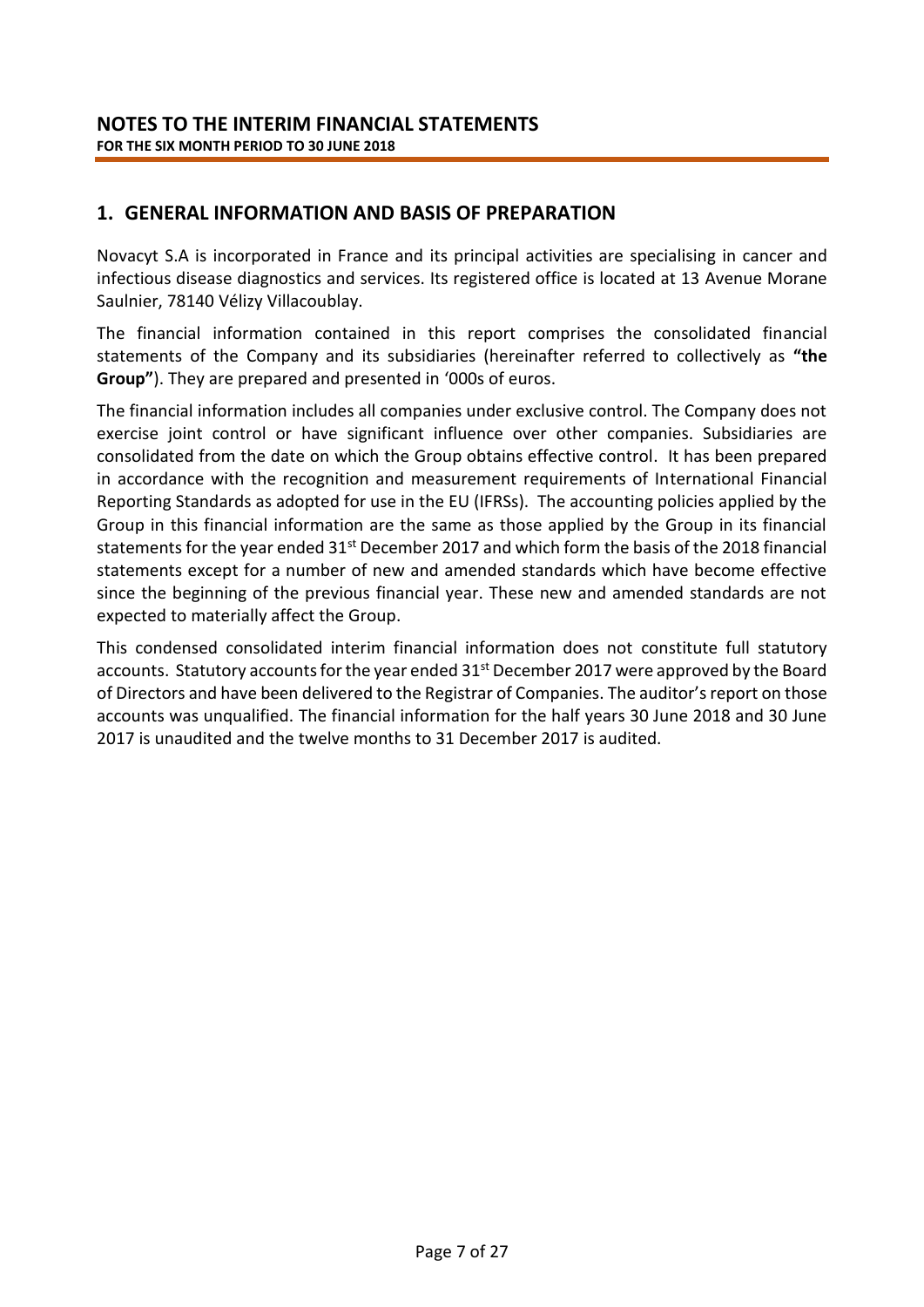# NOTES TO THE INTERIM FINANCIAL STATEMENTS

**FOR THE SIX MONTH PERIOD TO 30 JUNE 2018**

## 1. GENERAL INFORMATION AND BASIS OF PREPARATION

Novacyt S.A is incorporated in France and its principal activities are specialising in cancer and infectious disease diagnostics and services. Its registered office is located at 13 Avenue Morane Saulnier, 78140 Vélizy Villacoublay.

The financial information contained in this report comprises the consolidated financial statements of the Company and its subsidiaries (hereinafter referred to collectively as **"the Group"**). They are prepared and presented in '000s of euros.

The financial information includes all companies under exclusive control. The Company does not exercise joint control or have significant influence over other companies. Subsidiaries are consolidated from the date on which the Group obtains effective control. It has been prepared in accordance with the recognition and measurement requirements of International Financial Reporting Standards as adopted for use in the EU (IFRSs). The accounting policies applied by the Group in this financial information are the same as those applied by the Group in its financial statements for the year ended 31st December 2017 and which form the basis of the 2018 financial statements except for a number of new and amended standards which have become effective since the beginning of the previous financial year. These new and amended standards are not expected to materially affect the Group.

This condensed consolidated interim financial information does not constitute full statutory accounts. Statutory accounts for the year ended 31st December 2017 were approved by the Board of Directors and have been delivered to the Registrar of Companies. The auditor's report on those accounts was unqualified. The financial information for the half years 30 June 2018 and 30 June 2017 is unaudited and the twelve months to 31 December 2017 is audited.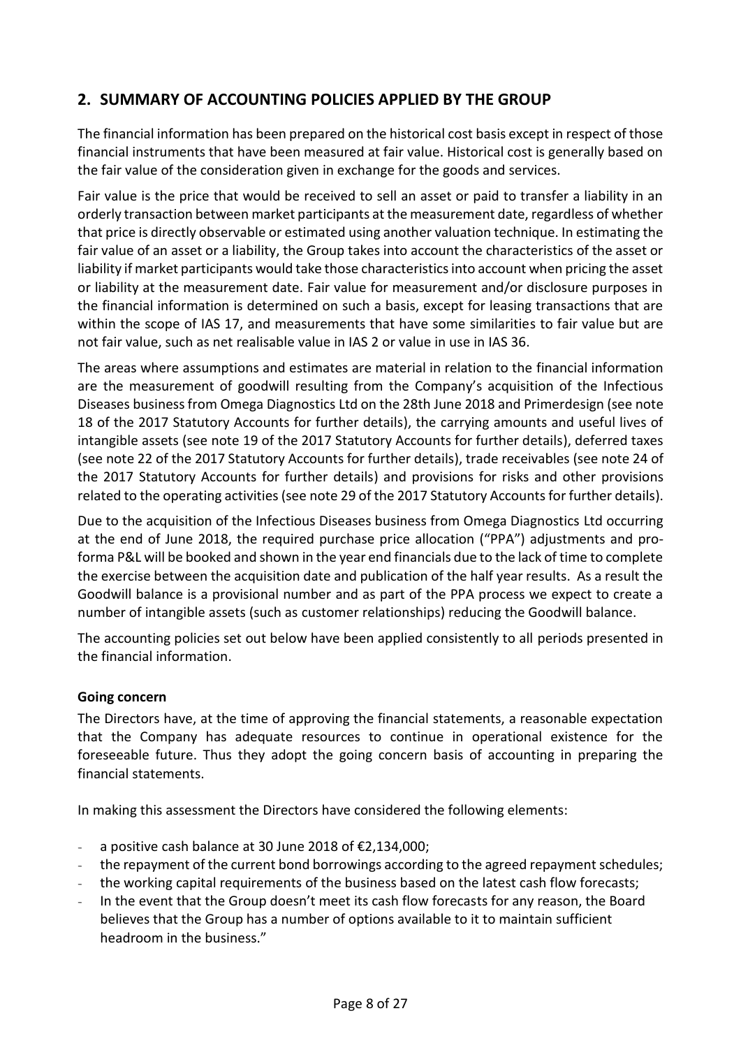## 2. SUMMARY OF ACCOUNTING POLICIES APPLIED BY THE GROUP

The financial information has been prepared on the historical cost basis except in respect of those financial instruments that have been measured at fair value. Historical cost is generally based on the fair value of the consideration given in exchange for the goods and services.

Fair value is the price that would be received to sell an asset or paid to transfer a liability in an orderly transaction between market participants at the measurement date, regardless of whether that price is directly observable or estimated using another valuation technique. In estimating the fair value of an asset or a liability, the Group takes into account the characteristics of the asset or liability if market participants would take those characteristics into account when pricing the asset or liability at the measurement date. Fair value for measurement and/or disclosure purposes in the financial information is determined on such a basis, except for leasing transactions that are within the scope of IAS 17, and measurements that have some similarities to fair value but are not fair value, such as net realisable value in IAS 2 or value in use in IAS 36.

The areas where assumptions and estimates are material in relation to the financial information are the measurement of goodwill resulting from the Company's acquisition of the Infectious Diseases business from Omega Diagnostics Ltd on the 28th June 2018 and Primerdesign (see note 18 of the 2017 Statutory Accounts for further details), the carrying amounts and useful lives of intangible assets (see note 19 of the 2017 Statutory Accounts for further details), deferred taxes (see note 22 of the 2017 Statutory Accounts for further details), trade receivables (see note 24 of the 2017 Statutory Accounts for further details) and provisions for risks and other provisions related to the operating activities (see note 29 of the 2017 Statutory Accounts for further details).

Due to the acquisition of the Infectious Diseases business from Omega Diagnostics Ltd occurring at the end of June 2018, the required purchase price allocation ("PPA") adjustments and pro-forma P&L will be booked and shown in the year end financials due to the lack of time to complete the exercise between the acquisition date and publication of the half year results. As a result the Goodwill balance is a provisional number and as part of the PPA process we expect to create a number of intangible assets (such as customer relationships) reducing the Goodwill balance.

The accounting policies set out below have been applied consistently to all periods presented in the financial information.

**Going concern**

The Directors have, at the time of approving the financial statements, a reasonable expectation that the Company has adequate resources to continue in operational existence for the foreseeable future. Thus they adopt the going concern basis of accounting in preparing the financial statements.

In making this assessment the Directors have considered the following elements:

- a positive cash balance at 30 June 2018 of €2,134,000;
- the repayment of the current bond borrowings according to the agreed repayment schedules;
- the working capital requirements of the business based on the latest cash flow forecasts;
- In the event that the Group doesn't meet its cash flow forecasts for any reason, the Board believes that the Group has a number of options available to it to maintain sufficient headroom in the business."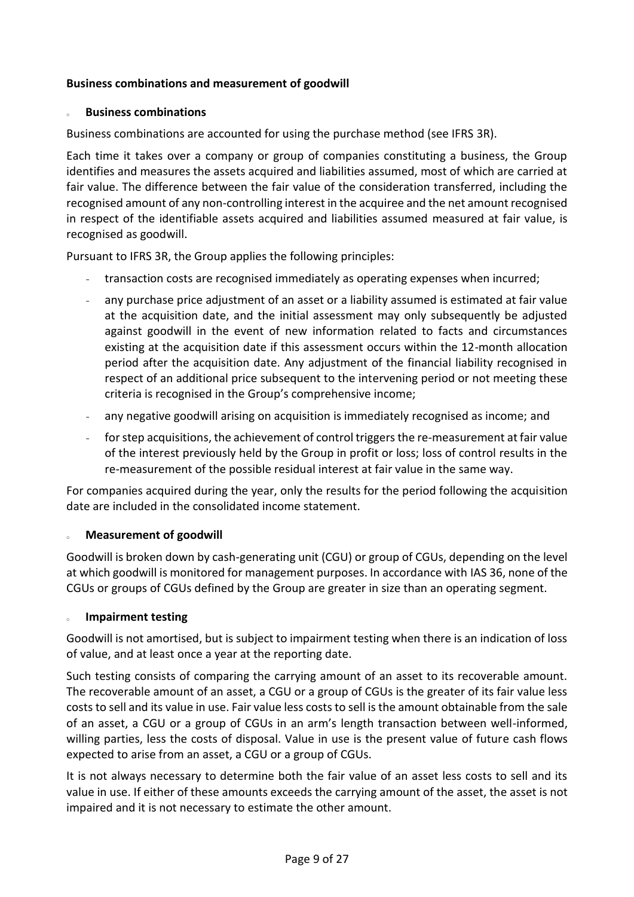**Business combinations and measurement of goodwill**

- **Business combinations**

Business combinations are accounted for using the purchase method (see IFRS 3R).

Each time it takes over a company or group of companies constituting a business, the Group identifies and measures the assets acquired and liabilities assumed, most of which are carried at fair value. The difference between the fair value of the consideration transferred, including the recognised amount of any non-controlling interest in the acquiree and the net amount recognised in respect of the identifiable assets acquired and liabilities assumed measured at fair value, is recognised as goodwill.

Pursuant to IFRS 3R, the Group applies the following principles:

- transaction costs are recognised immediately as operating expenses when incurred;
- any purchase price adjustment of an asset or a liability assumed is estimated at fair value at the acquisition date, and the initial assessment may only subsequently be adjusted against goodwill in the event of new information related to facts and circumstances existing at the acquisition date if this assessment occurs within the 12-month allocation period after the acquisition date. Any adjustment of the financial liability recognised in respect of an additional price subsequent to the intervening period or not meeting these criteria is recognised in the Group's comprehensive income;
- any negative goodwill arising on acquisition is immediately recognised as income; and
- for step acquisitions, the achievement of control triggers the re-measurement at fair value of the interest previously held by the Group in profit or loss; loss of control results in the re-measurement of the possible residual interest at fair value in the same way.

For companies acquired during the year, only the results for the period following the acquisition date are included in the consolidated income statement.

- **Measurement of goodwill**

Goodwill is broken down by cash-generating unit (CGU) or group of CGUs, depending on the level at which goodwill is monitored for management purposes. In accordance with IAS 36, none of the CGUs or groups of CGUs defined by the Group are greater in size than an operating segment.

- **Impairment testing**

Goodwill is not amortised, but is subject to impairment testing when there is an indication of loss of value, and at least once a year at the reporting date.

Such testing consists of comparing the carrying amount of an asset to its recoverable amount. The recoverable amount of an asset, a CGU or a group of CGUs is the greater of its fair value less costs to sell and its value in use. Fair value less costs to sell is the amount obtainable from the sale of an asset, a CGU or a group of CGUs in an arm's length transaction between well-informed, willing parties, less the costs of disposal. Value in use is the present value of future cash flows expected to arise from an asset, a CGU or a group of CGUs.

It is not always necessary to determine both the fair value of an asset less costs to sell and its value in use. If either of these amounts exceeds the carrying amount of the asset, the asset is not impaired and it is not necessary to estimate the other amount.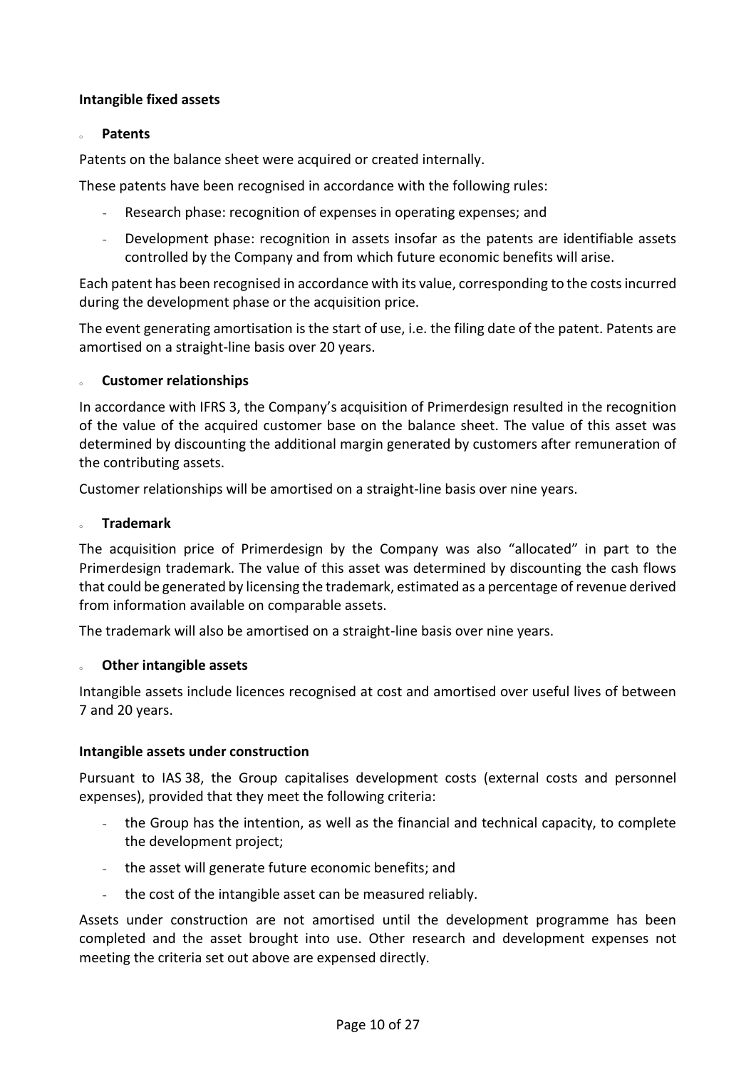## Intangible fixed assets

### Patents

Patents on the balance sheet were acquired or created internally.

These patents have been recognised in accordance with the following rules:

- Research phase: recognition of expenses in operating expenses; and
- Development phase: recognition in assets insofar as the patents are identifiable assets controlled by the Company and from which future economic benefits will arise.

Each patent has been recognised in accordance with its value, corresponding to the costs incurred during the development phase or the acquisition price.

The event generating amortisation is the start of use, i.e. the filing date of the patent. Patents are amortised on a straight-line basis over 20 years.

### Customer relationships

In accordance with IFRS 3, the Company's acquisition of Primerdesign resulted in the recognition of the value of the acquired customer base on the balance sheet. The value of this asset was determined by discounting the additional margin generated by customers after remuneration of the contributing assets.

Customer relationships will be amortised on a straight-line basis over nine years.

### Trademark

The acquisition price of Primerdesign by the Company was also "allocated" in part to the Primerdesign trademark. The value of this asset was determined by discounting the cash flows that could be generated by licensing the trademark, estimated as a percentage of revenue derived from information available on comparable assets.

The trademark will also be amortised on a straight-line basis over nine years.

### Other intangible assets

Intangible assets include licences recognised at cost and amortised over useful lives of between 7 and 20 years.

## Intangible assets under construction

Pursuant to IAS 38, the Group capitalises development costs (external costs and personnel expenses), provided that they meet the following criteria:

- the Group has the intention, as well as the financial and technical capacity, to complete the development project;
- the asset will generate future economic benefits; and
- the cost of the intangible asset can be measured reliably.

Assets under construction are not amortised until the development programme has been completed and the asset brought into use. Other research and development expenses not meeting the criteria set out above are expensed directly.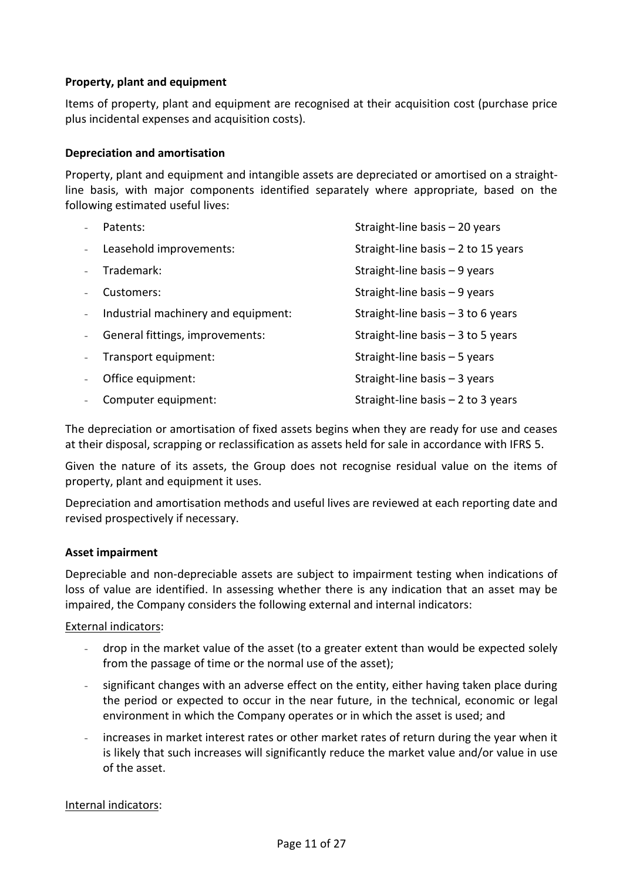**Property, plant and equipment**

Items of property, plant and equipment are recognised at their acquisition cost (purchase price plus incidental expenses and acquisition costs).

**Depreciation and amortisation**

Property, plant and equipment and intangible assets are depreciated or amortised on a straight-line basis, with major components identified separately where appropriate, based on the following estimated useful lives:

- Patents: Straight-line basis – 20 years
- Leasehold improvements: Straight-line basis – 2 to 15 years
- Trademark: Straight-line basis – 9 years
- Customers: Straight-line basis – 9 years
- Industrial machinery and equipment: Straight-line basis – 3 to 6 years
- General fittings, improvements: Straight-line basis – 3 to 5 years
- Transport equipment: Straight-line basis – 5 years
- Office equipment: Straight-line basis – 3 years
- Computer equipment: Straight-line basis – 2 to 3 years

The depreciation or amortisation of fixed assets begins when they are ready for use and ceases at their disposal, scrapping or reclassification as assets held for sale in accordance with IFRS 5.

Given the nature of its assets, the Group does not recognise residual value on the items of property, plant and equipment it uses.

Depreciation and amortisation methods and useful lives are reviewed at each reporting date and revised prospectively if necessary.

**Asset impairment**

Depreciable and non-depreciable assets are subject to impairment testing when indications of loss of value are identified. In assessing whether there is any indication that an asset may be impaired, the Company considers the following external and internal indicators:

External indicators:

- drop in the market value of the asset (to a greater extent than would be expected solely from the passage of time or the normal use of the asset);
- significant changes with an adverse effect on the entity, either having taken place during the period or expected to occur in the near future, in the technical, economic or legal environment in which the Company operates or in which the asset is used; and
- increases in market interest rates or other market rates of return during the year when it is likely that such increases will significantly reduce the market value and/or value in use of the asset.

Internal indicators: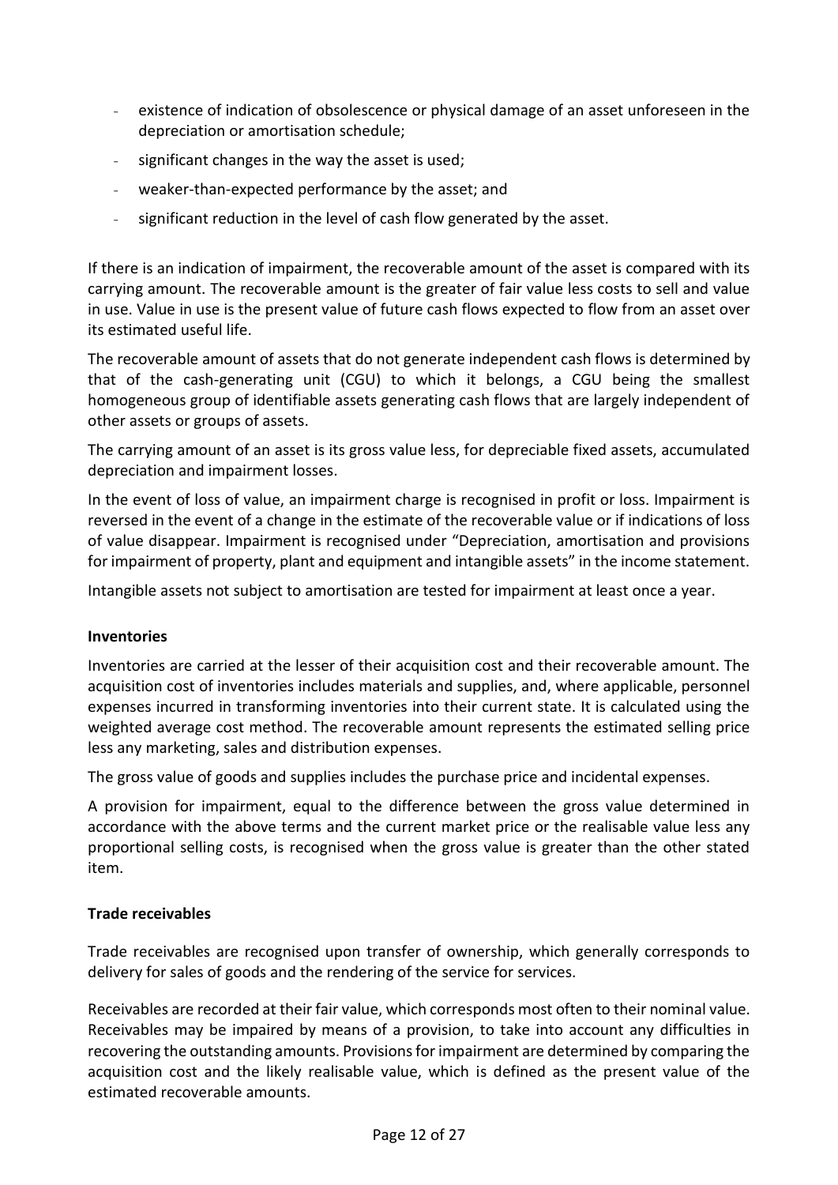- existence of indication of obsolescence or physical damage of an asset unforeseen in the depreciation or amortisation schedule;
- significant changes in the way the asset is used;
- weaker-than-expected performance by the asset; and
- significant reduction in the level of cash flow generated by the asset.

If there is an indication of impairment, the recoverable amount of the asset is compared with its carrying amount. The recoverable amount is the greater of fair value less costs to sell and value in use. Value in use is the present value of future cash flows expected to flow from an asset over its estimated useful life.

The recoverable amount of assets that do not generate independent cash flows is determined by that of the cash-generating unit (CGU) to which it belongs, a CGU being the smallest homogeneous group of identifiable assets generating cash flows that are largely independent of other assets or groups of assets.

The carrying amount of an asset is its gross value less, for depreciable fixed assets, accumulated depreciation and impairment losses.

In the event of loss of value, an impairment charge is recognised in profit or loss. Impairment is reversed in the event of a change in the estimate of the recoverable value or if indications of loss of value disappear. Impairment is recognised under "Depreciation, amortisation and provisions for impairment of property, plant and equipment and intangible assets" in the income statement.

Intangible assets not subject to amortisation are tested for impairment at least once a year.

**Inventories**

Inventories are carried at the lesser of their acquisition cost and their recoverable amount. The acquisition cost of inventories includes materials and supplies, and, where applicable, personnel expenses incurred in transforming inventories into their current state. It is calculated using the weighted average cost method. The recoverable amount represents the estimated selling price less any marketing, sales and distribution expenses.

The gross value of goods and supplies includes the purchase price and incidental expenses.

A provision for impairment, equal to the difference between the gross value determined in accordance with the above terms and the current market price or the realisable value less any proportional selling costs, is recognised when the gross value is greater than the other stated item.

**Trade receivables**

Trade receivables are recognised upon transfer of ownership, which generally corresponds to delivery for sales of goods and the rendering of the service for services.

Receivables are recorded at their fair value, which corresponds most often to their nominal value. Receivables may be impaired by means of a provision, to take into account any difficulties in recovering the outstanding amounts. Provisions for impairment are determined by comparing the acquisition cost and the likely realisable value, which is defined as the present value of the estimated recoverable amounts.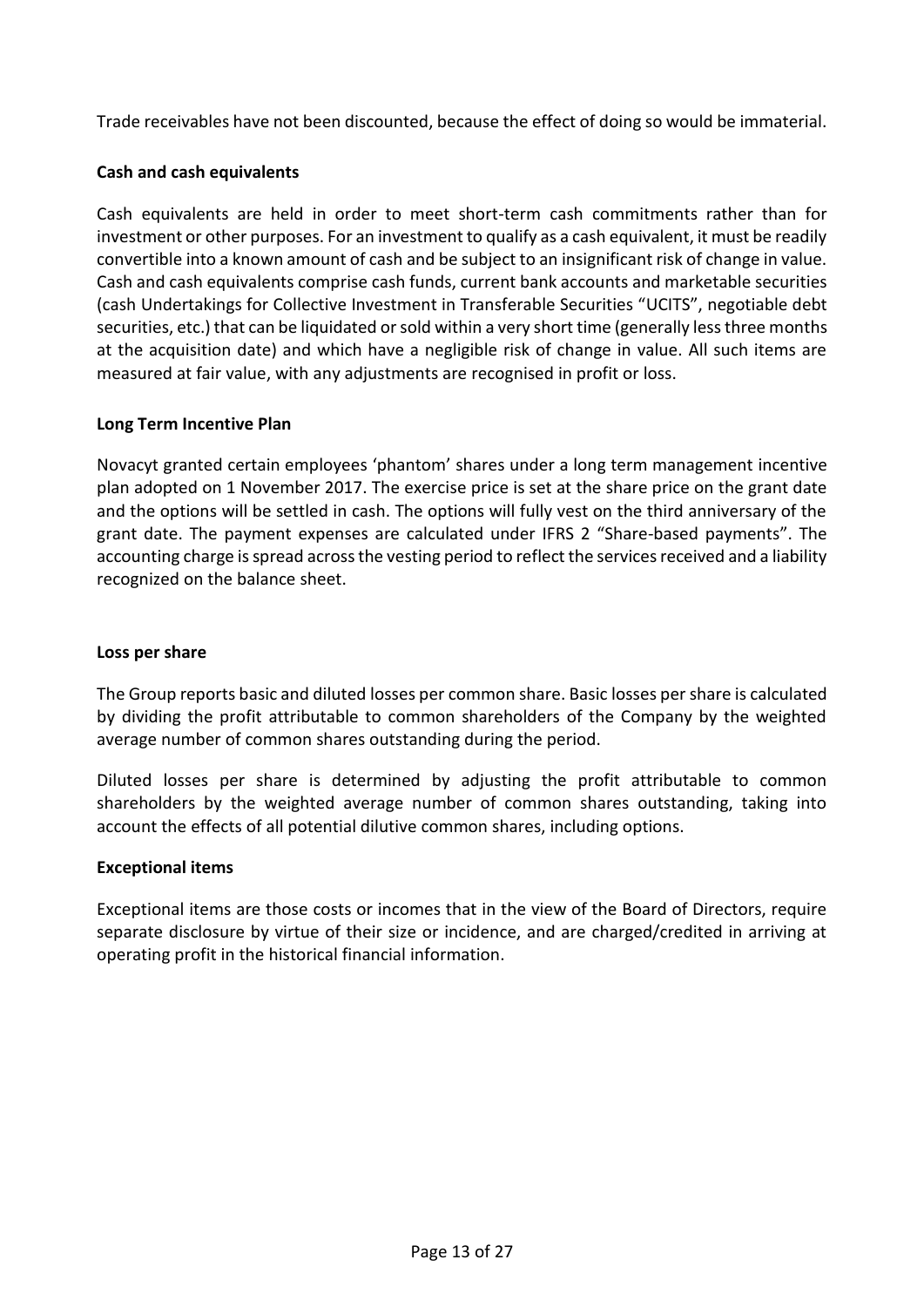Trade receivables have not been discounted, because the effect of doing so would be immaterial.

**Cash and cash equivalents**

Cash equivalents are held in order to meet short-term cash commitments rather than for investment or other purposes. For an investment to qualify as a cash equivalent, it must be readily convertible into a known amount of cash and be subject to an insignificant risk of change in value. Cash and cash equivalents comprise cash funds, current bank accounts and marketable securities (cash Undertakings for Collective Investment in Transferable Securities "UCITS", negotiable debt securities, etc.) that can be liquidated or sold within a very short time (generally less three months at the acquisition date) and which have a negligible risk of change in value. All such items are measured at fair value, with any adjustments are recognised in profit or loss.

**Long Term Incentive Plan**

Novacyt granted certain employees 'phantom' shares under a long term management incentive plan adopted on 1 November 2017. The exercise price is set at the share price on the grant date and the options will be settled in cash. The options will fully vest on the third anniversary of the grant date. The payment expenses are calculated under IFRS 2 "Share-based payments". The accounting charge is spread across the vesting period to reflect the services received and a liability recognized on the balance sheet.

**Loss per share**

The Group reports basic and diluted losses per common share. Basic losses per share is calculated by dividing the profit attributable to common shareholders of the Company by the weighted average number of common shares outstanding during the period.

Diluted losses per share is determined by adjusting the profit attributable to common shareholders by the weighted average number of common shares outstanding, taking into account the effects of all potential dilutive common shares, including options.

**Exceptional items**

Exceptional items are those costs or incomes that in the view of the Board of Directors, require separate disclosure by virtue of their size or incidence, and are charged/credited in arriving at operating profit in the historical financial information.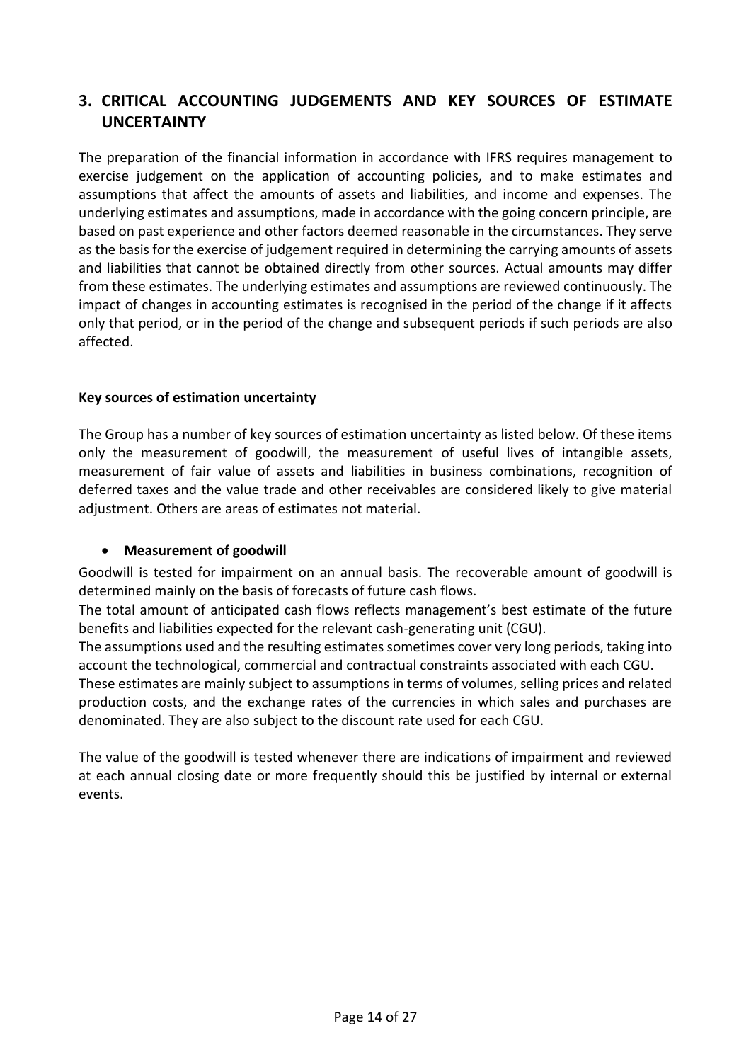## 3. CRITICAL ACCOUNTING JUDGEMENTS AND KEY SOURCES OF ESTIMATE UNCERTAINTY

The preparation of the financial information in accordance with IFRS requires management to exercise judgement on the application of accounting policies, and to make estimates and assumptions that affect the amounts of assets and liabilities, and income and expenses. The underlying estimates and assumptions, made in accordance with the going concern principle, are based on past experience and other factors deemed reasonable in the circumstances. They serve as the basis for the exercise of judgement required in determining the carrying amounts of assets and liabilities that cannot be obtained directly from other sources. Actual amounts may differ from these estimates. The underlying estimates and assumptions are reviewed continuously. The impact of changes in accounting estimates is recognised in the period of the change if it affects only that period, or in the period of the change and subsequent periods if such periods are also affected.

**Key sources of estimation uncertainty**

The Group has a number of key sources of estimation uncertainty as listed below. Of these items only the measurement of goodwill, the measurement of useful lives of intangible assets, measurement of fair value of assets and liabilities in business combinations, recognition of deferred taxes and the value trade and other receivables are considered likely to give material adjustment. Others are areas of estimates not material.

- **Measurement of goodwill**

Goodwill is tested for impairment on an annual basis. The recoverable amount of goodwill is determined mainly on the basis of forecasts of future cash flows.

The total amount of anticipated cash flows reflects management's best estimate of the future benefits and liabilities expected for the relevant cash-generating unit (CGU).

The assumptions used and the resulting estimates sometimes cover very long periods, taking into account the technological, commercial and contractual constraints associated with each CGU.

These estimates are mainly subject to assumptions in terms of volumes, selling prices and related production costs, and the exchange rates of the currencies in which sales and purchases are denominated. They are also subject to the discount rate used for each CGU.

The value of the goodwill is tested whenever there are indications of impairment and reviewed at each annual closing date or more frequently should this be justified by internal or external events.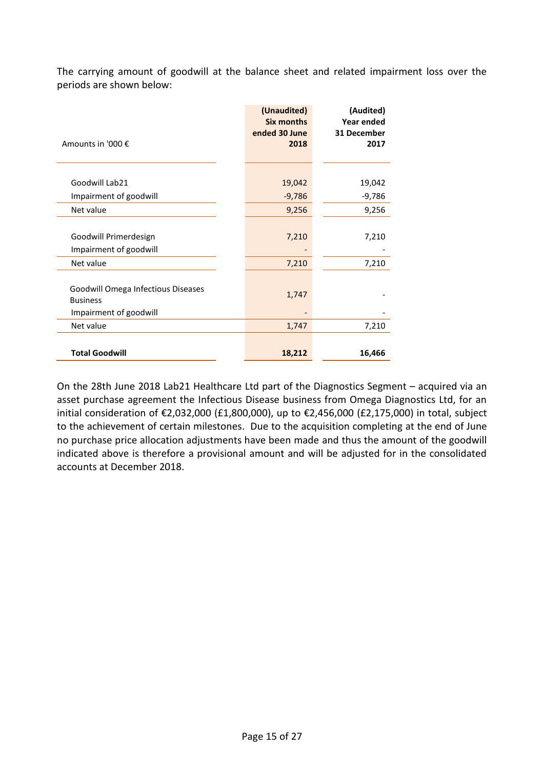The carrying amount of goodwill at the balance sheet and related impairment loss over the periods are shown below:

| Amounts in '000 € | (Unaudited) Six months ended 30 June 2018 | (Audited) Year ended 31 December 2017 |
|---|---|---|
| Goodwill Lab21 | 19,042 | 19,042 |
| Impairment of goodwill | -9,786 | -9,786 |
| Net value | 9,256 | 9,256 |
| Goodwill Primerdesign | 7,210 | 7,210 |
| Impairment of goodwill | - | - |
| Net value | 7,210 | 7,210 |
| Goodwill Omega Infectious Diseases Business | 1,747 | - |
| Impairment of goodwill | - | - |
| Net value | 1,747 | 7,210 |
| **Total Goodwill** | **18,212** | **16,466** |

On the 28th June 2018 Lab21 Healthcare Ltd part of the Diagnostics Segment – acquired via an asset purchase agreement the Infectious Disease business from Omega Diagnostics Ltd, for an initial consideration of €2,032,000 (£1,800,000), up to €2,456,000 (£2,175,000) in total, subject to the achievement of certain milestones. Due to the acquisition completing at the end of June no purchase price allocation adjustments have been made and thus the amount of the goodwill indicated above is therefore a provisional amount and will be adjusted for in the consolidated accounts at December 2018.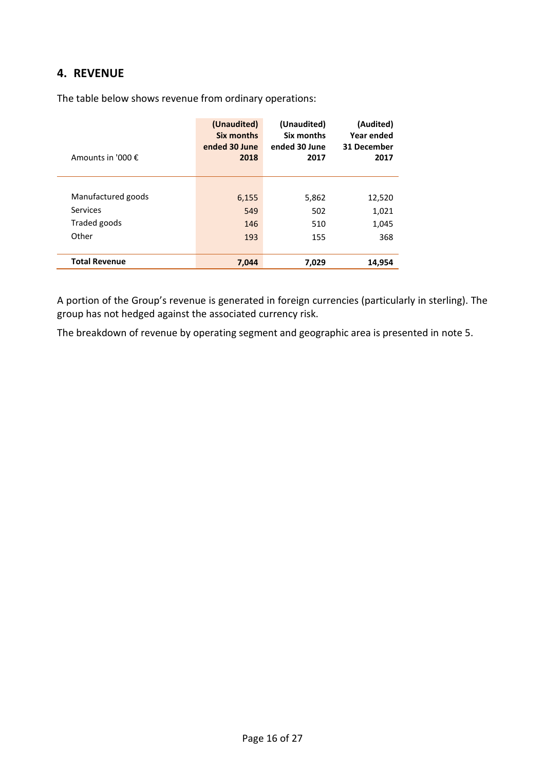## 4. REVENUE

The table below shows revenue from ordinary operations:

| Amounts in '000 € | (Unaudited) Six months ended 30 June 2018 | (Unaudited) Six months ended 30 June 2017 | (Audited) Year ended 31 December 2017 |
|---|---|---|---|
| Manufactured goods | 6,155 | 5,862 | 12,520 |
| Services | 549 | 502 | 1,021 |
| Traded goods | 146 | 510 | 1,045 |
| Other | 193 | 155 | 368 |
| **Total Revenue** | **7,044** | **7,029** | **14,954** |

A portion of the Group's revenue is generated in foreign currencies (particularly in sterling). The group has not hedged against the associated currency risk.

The breakdown of revenue by operating segment and geographic area is presented in note 5.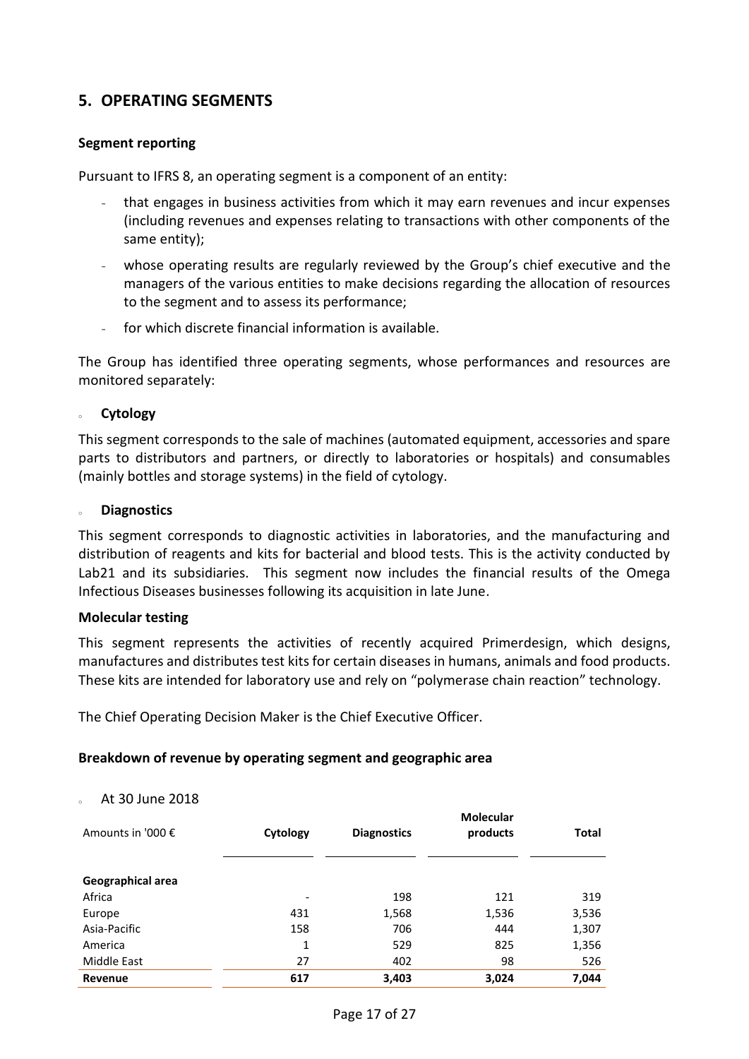## 5. OPERATING SEGMENTS

### Segment reporting

Pursuant to IFRS 8, an operating segment is a component of an entity:

- that engages in business activities from which it may earn revenues and incur expenses (including revenues and expenses relating to transactions with other components of the same entity);
- whose operating results are regularly reviewed by the Group's chief executive and the managers of the various entities to make decisions regarding the allocation of resources to the segment and to assess its performance;
- for which discrete financial information is available.

The Group has identified three operating segments, whose performances and resources are monitored separately:

- **Cytology**

This segment corresponds to the sale of machines (automated equipment, accessories and spare parts to distributors and partners, or directly to laboratories or hospitals) and consumables (mainly bottles and storage systems) in the field of cytology.

- **Diagnostics**

This segment corresponds to diagnostic activities in laboratories, and the manufacturing and distribution of reagents and kits for bacterial and blood tests. This is the activity conducted by Lab21 and its subsidiaries. This segment now includes the financial results of the Omega Infectious Diseases businesses following its acquisition in late June.

**Molecular testing**

This segment represents the activities of recently acquired Primerdesign, which designs, manufactures and distributes test kits for certain diseases in humans, animals and food products. These kits are intended for laboratory use and rely on "polymerase chain reaction" technology.

The Chief Operating Decision Maker is the Chief Executive Officer.

### Breakdown of revenue by operating segment and geographic area

- At 30 June 2018

| Amounts in '000 € | Cytology | Diagnostics | Molecular products | Total |
|---|---|---|---|---|
| **Geographical area** | | | | |
| Africa | - | 198 | 121 | 319 |
| Europe | 431 | 1,568 | 1,536 | 3,536 |
| Asia-Pacific | 158 | 706 | 444 | 1,307 |
| America | 1 | 529 | 825 | 1,356 |
| Middle East | 27 | 402 | 98 | 526 |
| **Revenue** | **617** | **3,403** | **3,024** | **7,044** |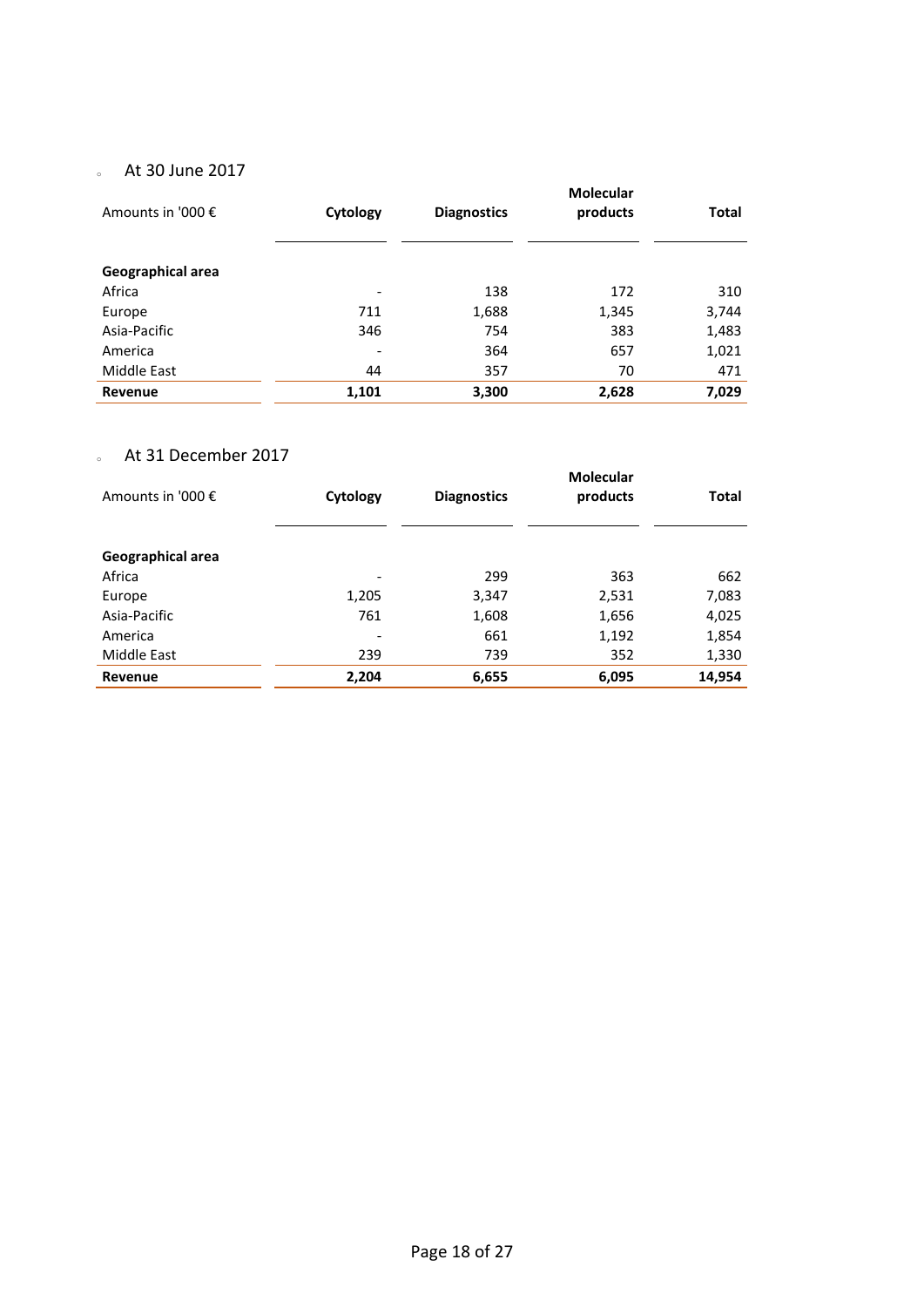- At 30 June 2017

| Amounts in '000 € | Cytology | Diagnostics | Molecular products | Total |
|---|---|---|---|---|
| **Geographical area** | | | | |
| Africa | - | 138 | 172 | 310 |
| Europe | 711 | 1,688 | 1,345 | 3,744 |
| Asia-Pacific | 346 | 754 | 383 | 1,483 |
| America | - | 364 | 657 | 1,021 |
| Middle East | 44 | 357 | 70 | 471 |
| **Revenue** | **1,101** | **3,300** | **2,628** | **7,029** |

- At 31 December 2017

| Amounts in '000 € | Cytology | Diagnostics | Molecular products | Total |
|---|---|---|---|---|
| **Geographical area** | | | | |
| Africa | - | 299 | 363 | 662 |
| Europe | 1,205 | 3,347 | 2,531 | 7,083 |
| Asia-Pacific | 761 | 1,608 | 1,656 | 4,025 |
| America | - | 661 | 1,192 | 1,854 |
| Middle East | 239 | 739 | 352 | 1,330 |
| **Revenue** | **2,204** | **6,655** | **6,095** | **14,954** |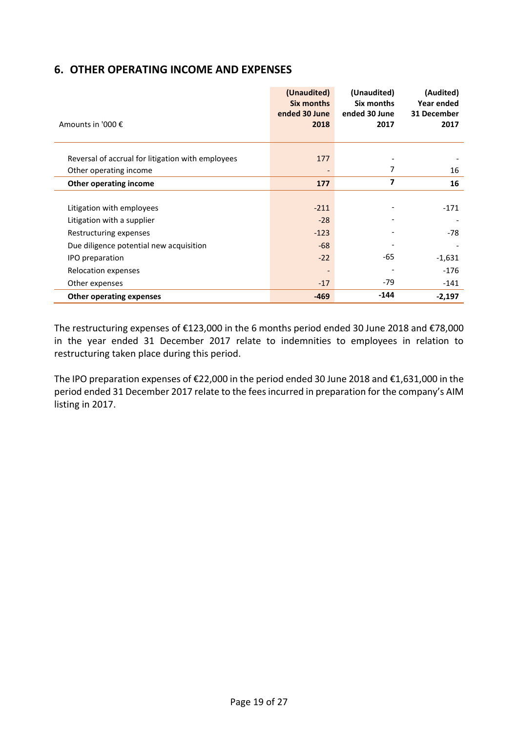## 6. OTHER OPERATING INCOME AND EXPENSES

| Amounts in '000 € | (Unaudited) Six months ended 30 June 2018 | (Unaudited) Six months ended 30 June 2017 | (Audited) Year ended 31 December 2017 |
|---|---|---|---|
| Reversal of accrual for litigation with employees | 177 | - | - |
| Other operating income | - | 7 | 16 |
| **Other operating income** | **177** | **7** | **16** |
| Litigation with employees | -211 | - | -171 |
| Litigation with a supplier | -28 | - | - |
| Restructuring expenses | -123 | - | -78 |
| Due diligence potential new acquisition | -68 | - | - |
| IPO preparation | -22 | -65 | -1,631 |
| Relocation expenses | - | - | -176 |
| Other expenses | -17 | -79 | -141 |
| **Other operating expenses** | **-469** | **-144** | **-2,197** |

The restructuring expenses of €123,000 in the 6 months period ended 30 June 2018 and €78,000 in the year ended 31 December 2017 relate to indemnities to employees in relation to restructuring taken place during this period.

The IPO preparation expenses of €22,000 in the period ended 30 June 2018 and €1,631,000 in the period ended 31 December 2017 relate to the fees incurred in preparation for the company's AIM listing in 2017.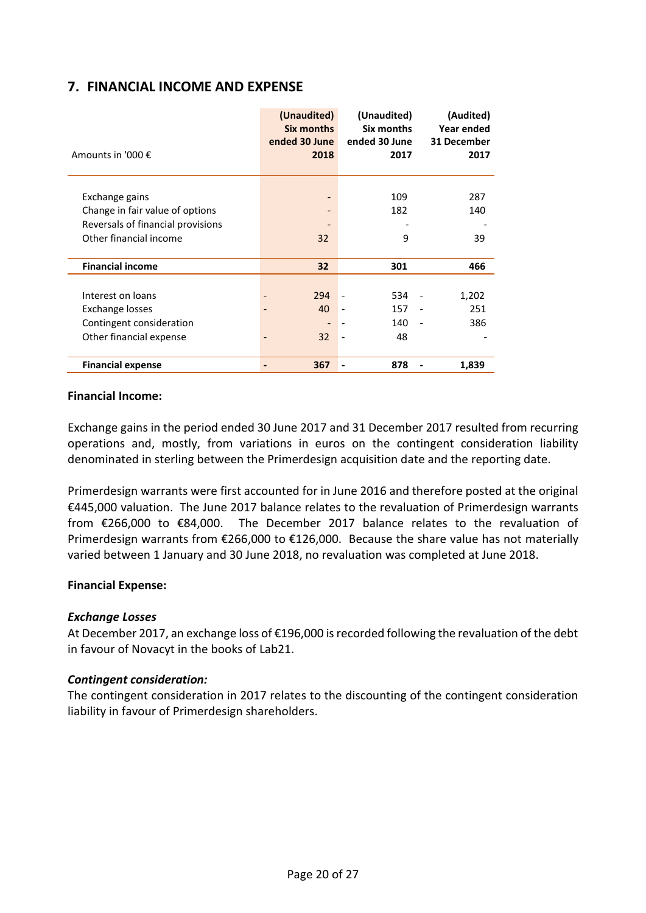## 7. FINANCIAL INCOME AND EXPENSE

| Amounts in '000 € | (Unaudited) Six months ended 30 June 2018 | (Unaudited) Six months ended 30 June 2017 | (Audited) Year ended 31 December 2017 |
|---|---|---|---|
| Exchange gains | - | 109 | 287 |
| Change in fair value of options | - | 182 | 140 |
| Reversals of financial provisions | - | - | - |
| Other financial income | 32 | 9 | 39 |
| **Financial income** | **32** | **301** | **466** |
| Interest on loans | -294 | -534 | -1,202 |
| Exchange losses | -40 | -157 | -251 |
| Contingent consideration | - | -140 | -386 |
| Other financial expense | -32 | -48 | - |
| **Financial expense** | **-367** | **-878** | **-1,839** |

**Financial Income:**

Exchange gains in the period ended 30 June 2017 and 31 December 2017 resulted from recurring operations and, mostly, from variations in euros on the contingent consideration liability denominated in sterling between the Primerdesign acquisition date and the reporting date.

Primerdesign warrants were first accounted for in June 2016 and therefore posted at the original €445,000 valuation. The June 2017 balance relates to the revaluation of Primerdesign warrants from €266,000 to €84,000. The December 2017 balance relates to the revaluation of Primerdesign warrants from €266,000 to €126,000. Because the share value has not materially varied between 1 January and 30 June 2018, no revaluation was completed at June 2018.

**Financial Expense:**

***Exchange Losses***

At December 2017, an exchange loss of €196,000 is recorded following the revaluation of the debt in favour of Novacyt in the books of Lab21.

***Contingent consideration:***

The contingent consideration in 2017 relates to the discounting of the contingent consideration liability in favour of Primerdesign shareholders.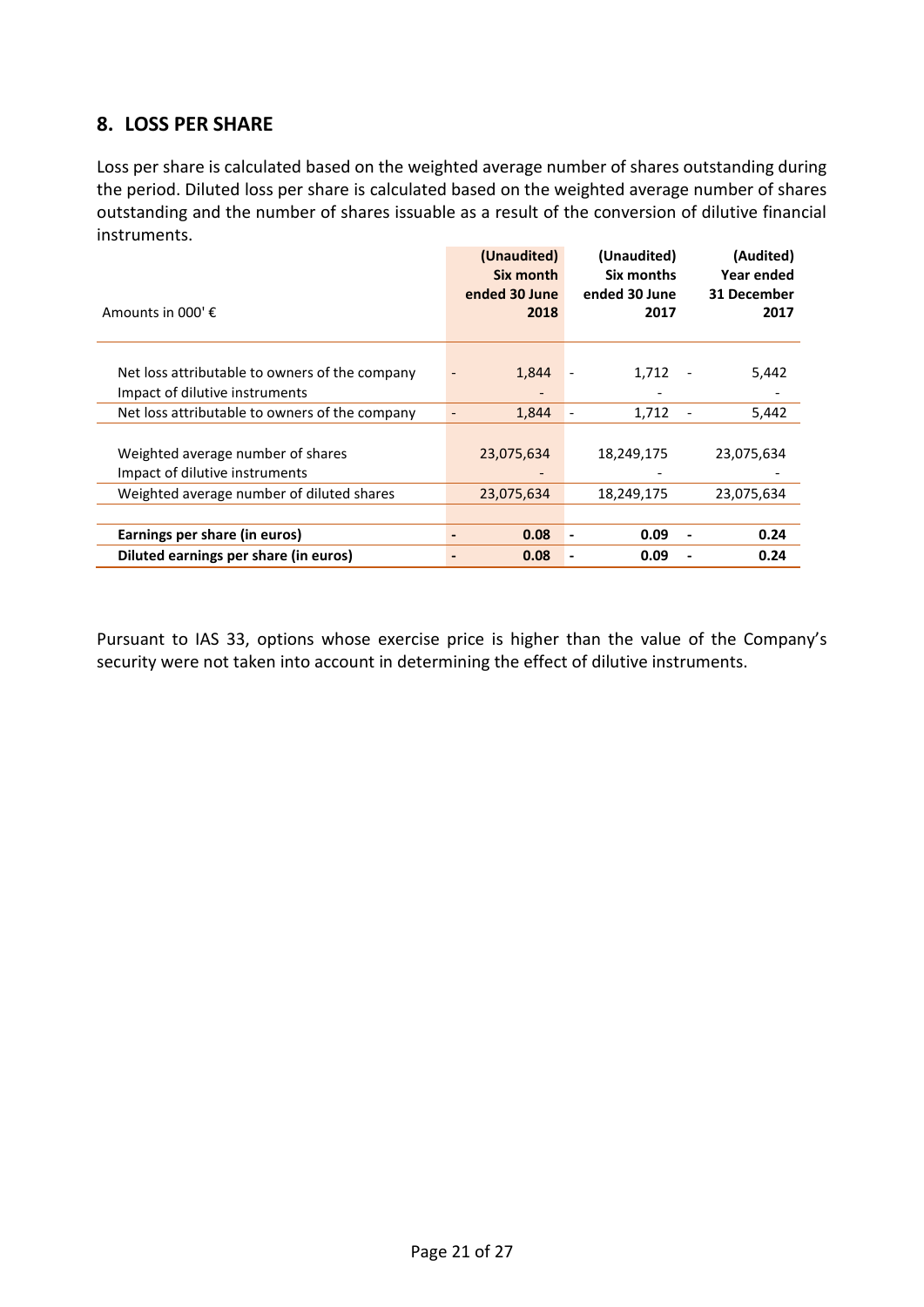## 8. LOSS PER SHARE

Loss per share is calculated based on the weighted average number of shares outstanding during the period. Diluted loss per share is calculated based on the weighted average number of shares outstanding and the number of shares issuable as a result of the conversion of dilutive financial instruments.

| Amounts in 000' € | (Unaudited) Six month ended 30 June 2018 | (Unaudited) Six months ended 30 June 2017 | (Audited) Year ended 31 December 2017 |
|---|---|---|---|
| Net loss attributable to owners of the company | - 1,844 | - 1,712 | - 5,442 |
| Impact of dilutive instruments | - | - | - |
| Net loss attributable to owners of the company | - 1,844 | - 1,712 | - 5,442 |
| Weighted average number of shares | 23,075,634 | 18,249,175 | 23,075,634 |
| Impact of dilutive instruments | - | - | - |
| Weighted average number of diluted shares | 23,075,634 | 18,249,175 | 23,075,634 |
| **Earnings per share (in euros)** | **- 0.08** | **- 0.09** | **- 0.24** |
| **Diluted earnings per share (in euros)** | **- 0.08** | **- 0.09** | **- 0.24** |

Pursuant to IAS 33, options whose exercise price is higher than the value of the Company's security were not taken into account in determining the effect of dilutive instruments.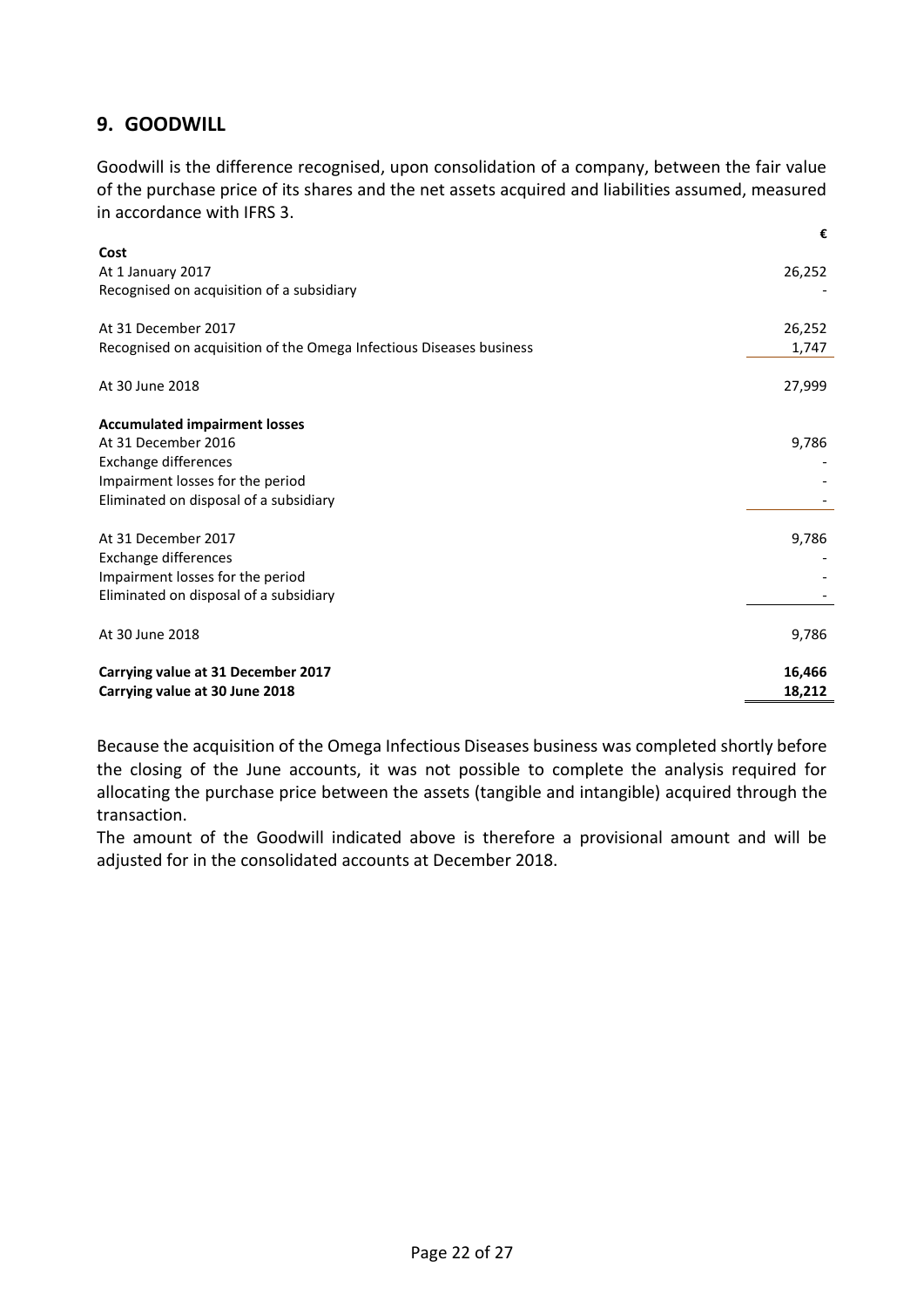## 9. GOODWILL

Goodwill is the difference recognised, upon consolidation of a company, between the fair value of the purchase price of its shares and the net assets acquired and liabilities assumed, measured in accordance with IFRS 3.

| | € |
|---|---|
| **Cost** | |
| At 1 January 2017 | 26,252 |
| Recognised on acquisition of a subsidiary | - |
| | |
| At 31 December 2017 | 26,252 |
| Recognised on acquisition of the Omega Infectious Diseases business | 1,747 |
| | |
| At 30 June 2018 | 27,999 |
| | |
| **Accumulated impairment losses** | |
| At 31 December 2016 | 9,786 |
| Exchange differences | - |
| Impairment losses for the period | - |
| Eliminated on disposal of a subsidiary | - |
| | |
| At 31 December 2017 | 9,786 |
| Exchange differences | - |
| Impairment losses for the period | - |
| Eliminated on disposal of a subsidiary | - |
| | |
| At 30 June 2018 | 9,786 |
| | |
| **Carrying value at 31 December 2017** | **16,466** |
| **Carrying value at 30 June 2018** | **18,212** |

Because the acquisition of the Omega Infectious Diseases business was completed shortly before the closing of the June accounts, it was not possible to complete the analysis required for allocating the purchase price between the assets (tangible and intangible) acquired through the transaction.

The amount of the Goodwill indicated above is therefore a provisional amount and will be adjusted for in the consolidated accounts at December 2018.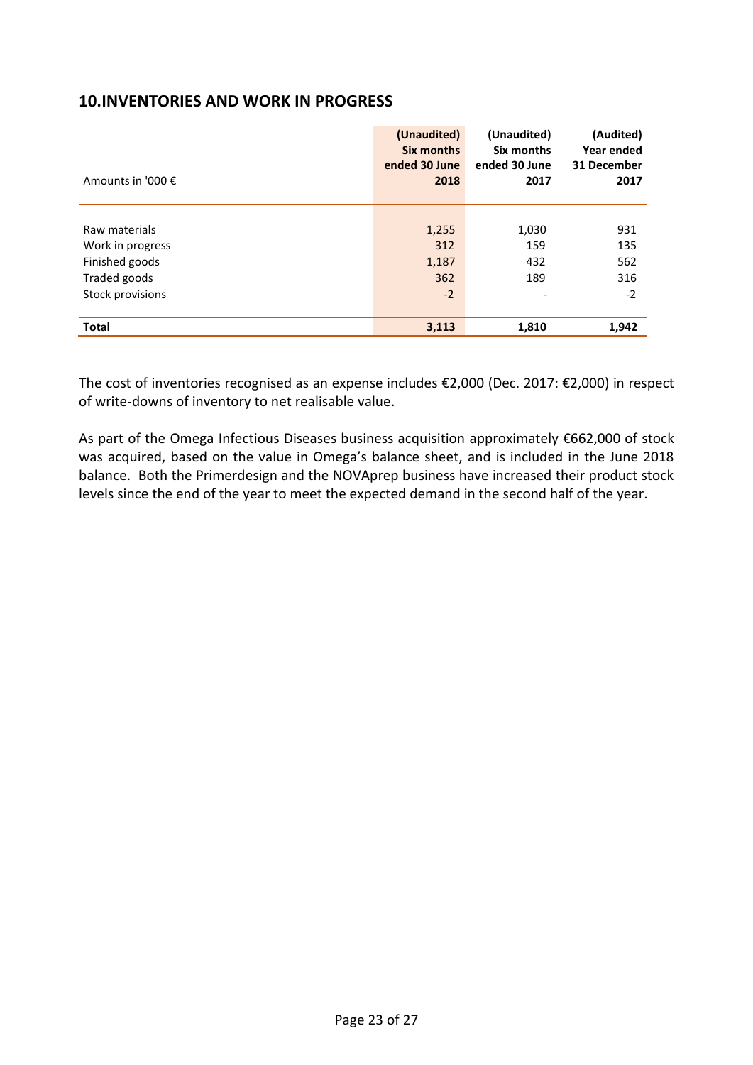## 10.INVENTORIES AND WORK IN PROGRESS

| Amounts in '000 € | (Unaudited) Six months ended 30 June 2018 | (Unaudited) Six months ended 30 June 2017 | (Audited) Year ended 31 December 2017 |
|---|---|---|---|
| Raw materials | 1,255 | 1,030 | 931 |
| Work in progress | 312 | 159 | 135 |
| Finished goods | 1,187 | 432 | 562 |
| Traded goods | 362 | 189 | 316 |
| Stock provisions | -2 | - | -2 |
| **Total** | **3,113** | **1,810** | **1,942** |

The cost of inventories recognised as an expense includes €2,000 (Dec. 2017: €2,000) in respect of write-downs of inventory to net realisable value.

As part of the Omega Infectious Diseases business acquisition approximately €662,000 of stock was acquired, based on the value in Omega's balance sheet, and is included in the June 2018 balance. Both the Primerdesign and the NOVAprep business have increased their product stock levels since the end of the year to meet the expected demand in the second half of the year.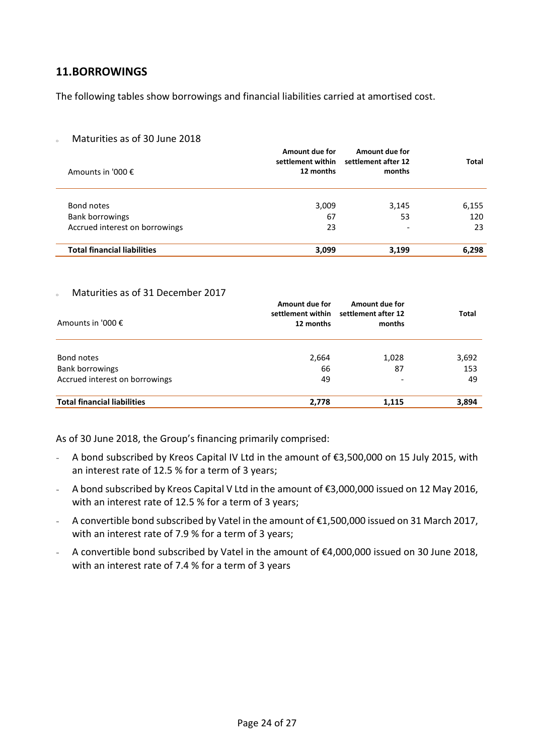## 11.BORROWINGS

The following tables show borrowings and financial liabilities carried at amortised cost.

- Maturities as of 30 June 2018

| Amounts in '000 € | Amount due for settlement within 12 months | Amount due for settlement after 12 months | Total |
|---|---|---|---|
| Bond notes | 3,009 | 3,145 | 6,155 |
| Bank borrowings | 67 | 53 | 120 |
| Accrued interest on borrowings | 23 | - | 23 |
| **Total financial liabilities** | **3,099** | **3,199** | **6,298** |

- Maturities as of 31 December 2017

| Amounts in '000 € | Amount due for settlement within 12 months | Amount due for settlement after 12 months | Total |
|---|---|---|---|
| Bond notes | 2,664 | 1,028 | 3,692 |
| Bank borrowings | 66 | 87 | 153 |
| Accrued interest on borrowings | 49 | - | 49 |
| **Total financial liabilities** | **2,778** | **1,115** | **3,894** |

As of 30 June 2018, the Group's financing primarily comprised:

- A bond subscribed by Kreos Capital IV Ltd in the amount of €3,500,000 on 15 July 2015, with an interest rate of 12.5 % for a term of 3 years;
- A bond subscribed by Kreos Capital V Ltd in the amount of €3,000,000 issued on 12 May 2016, with an interest rate of 12.5 % for a term of 3 years;
- A convertible bond subscribed by Vatel in the amount of €1,500,000 issued on 31 March 2017, with an interest rate of 7.9 % for a term of 3 years;
- A convertible bond subscribed by Vatel in the amount of €4,000,000 issued on 30 June 2018, with an interest rate of 7.4 % for a term of 3 years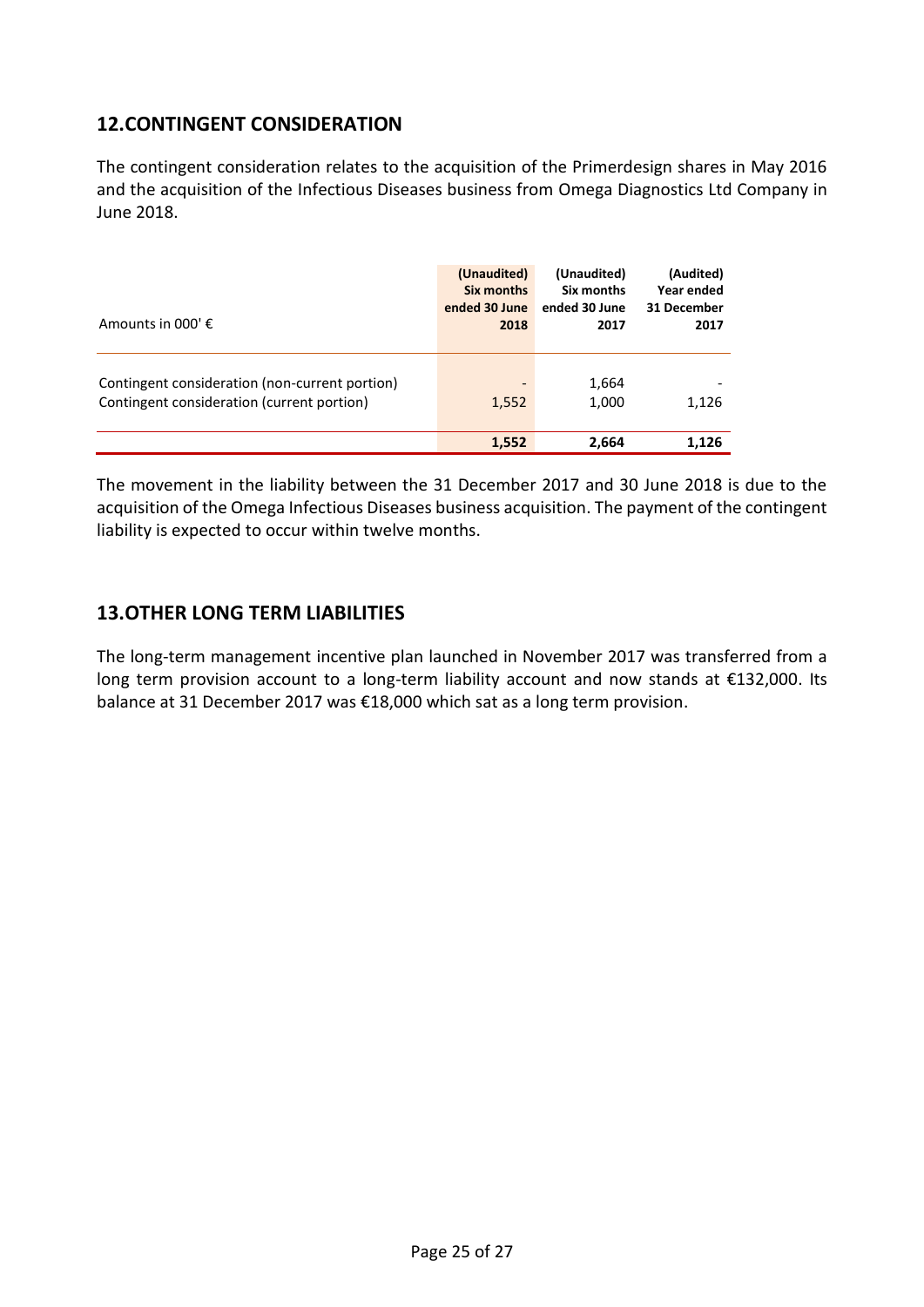## 12.CONTINGENT CONSIDERATION

The contingent consideration relates to the acquisition of the Primerdesign shares in May 2016 and the acquisition of the Infectious Diseases business from Omega Diagnostics Ltd Company in June 2018.

| Amounts in 000' € | (Unaudited) Six months ended 30 June 2018 | (Unaudited) Six months ended 30 June 2017 | (Audited) Year ended 31 December 2017 |
|---|---|---|---|
| Contingent consideration (non-current portion) | - | 1,664 | - |
| Contingent consideration (current portion) | 1,552 | 1,000 | 1,126 |
| | **1,552** | **2,664** | **1,126** |

The movement in the liability between the 31 December 2017 and 30 June 2018 is due to the acquisition of the Omega Infectious Diseases business acquisition. The payment of the contingent liability is expected to occur within twelve months.

## 13.OTHER LONG TERM LIABILITIES

The long-term management incentive plan launched in November 2017 was transferred from a long term provision account to a long-term liability account and now stands at €132,000. Its balance at 31 December 2017 was €18,000 which sat as a long term provision.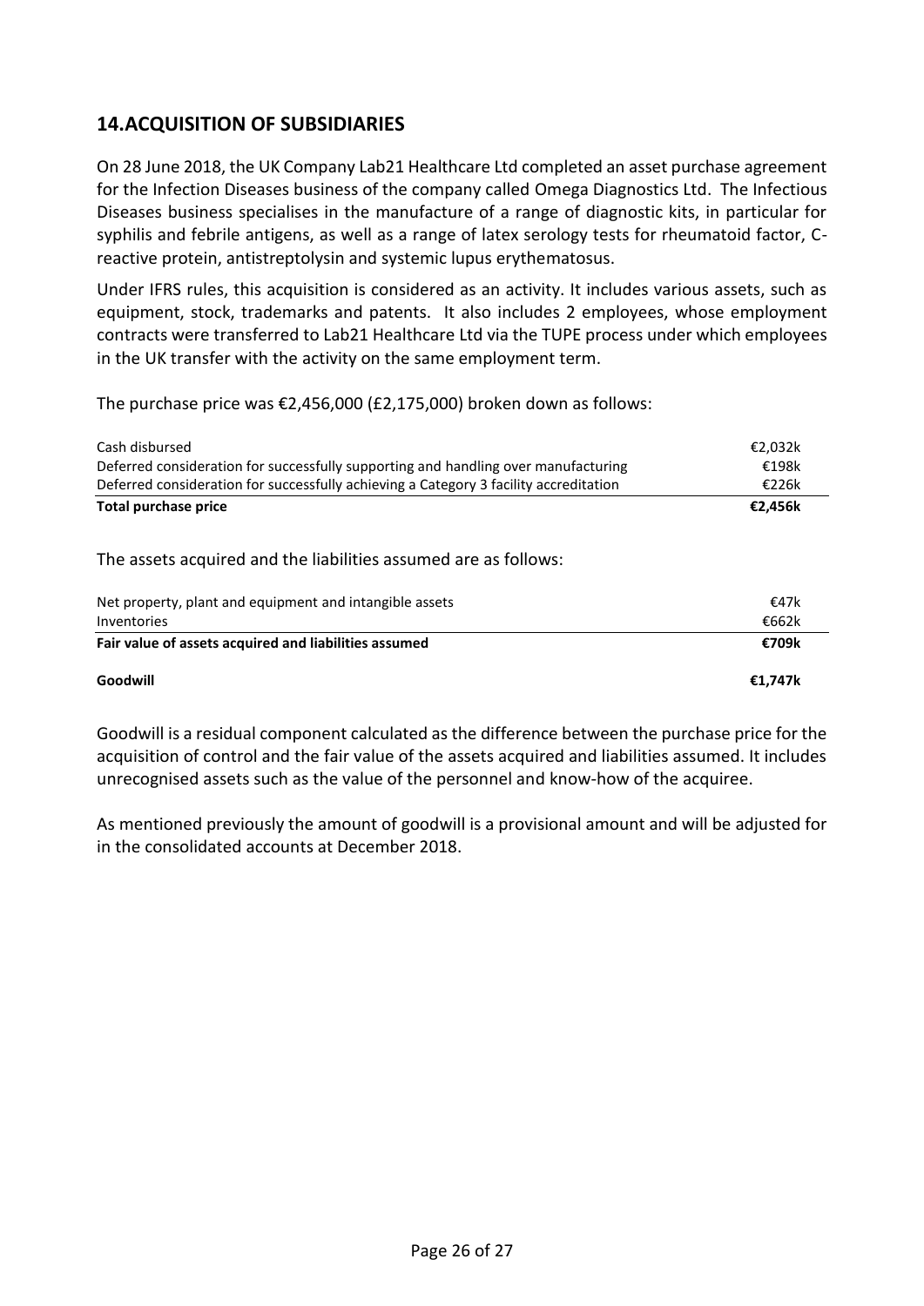## 14.ACQUISITION OF SUBSIDIARIES

On 28 June 2018, the UK Company Lab21 Healthcare Ltd completed an asset purchase agreement for the Infection Diseases business of the company called Omega Diagnostics Ltd. The Infectious Diseases business specialises in the manufacture of a range of diagnostic kits, in particular for syphilis and febrile antigens, as well as a range of latex serology tests for rheumatoid factor, C-reactive protein, antistreptolysin and systemic lupus erythematosus.

Under IFRS rules, this acquisition is considered as an activity. It includes various assets, such as equipment, stock, trademarks and patents. It also includes 2 employees, whose employment contracts were transferred to Lab21 Healthcare Ltd via the TUPE process under which employees in the UK transfer with the activity on the same employment term.

The purchase price was €2,456,000 (£2,175,000) broken down as follows:

| | |
|---|---|
| Cash disbursed | €2,032k |
| Deferred consideration for successfully supporting and handling over manufacturing | €198k |
| Deferred consideration for successfully achieving a Category 3 facility accreditation | €226k |
| **Total purchase price** | **€2,456k** |

The assets acquired and the liabilities assumed are as follows:

| | |
|---|---|
| Net property, plant and equipment and intangible assets | €47k |
| Inventories | €662k |
| **Fair value of assets acquired and liabilities assumed** | **€709k** |
| **Goodwill** | **€1,747k** |

Goodwill is a residual component calculated as the difference between the purchase price for the acquisition of control and the fair value of the assets acquired and liabilities assumed. It includes unrecognised assets such as the value of the personnel and know-how of the acquiree.

As mentioned previously the amount of goodwill is a provisional amount and will be adjusted for in the consolidated accounts at December 2018.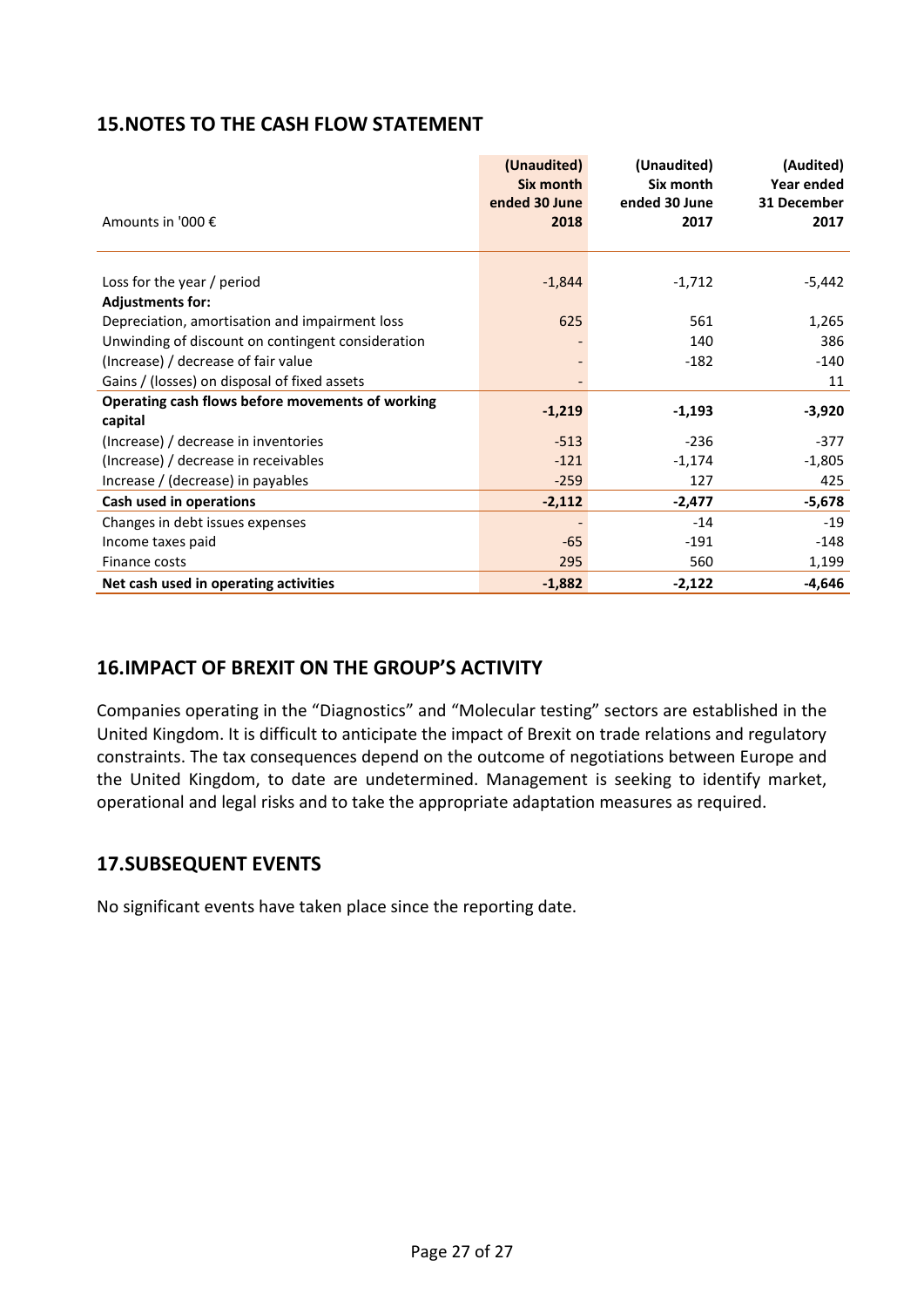## 15.NOTES TO THE CASH FLOW STATEMENT

| Amounts in '000 € | (Unaudited) Six month ended 30 June 2018 | (Unaudited) Six month ended 30 June 2017 | (Audited) Year ended 31 December 2017 |
|---|---|---|---|
| Loss for the year / period | -1,844 | -1,712 | -5,442 |
| **Adjustments for:** | | | |
| Depreciation, amortisation and impairment loss | 625 | 561 | 1,265 |
| Unwinding of discount on contingent consideration | - | 140 | 386 |
| (Increase) / decrease of fair value | - | -182 | -140 |
| Gains / (losses) on disposal of fixed assets | - | | 11 |
| **Operating cash flows before movements of working capital** | **-1,219** | **-1,193** | **-3,920** |
| (Increase) / decrease in inventories | -513 | -236 | -377 |
| (Increase) / decrease in receivables | -121 | -1,174 | -1,805 |
| Increase / (decrease) in payables | -259 | 127 | 425 |
| **Cash used in operations** | **-2,112** | **-2,477** | **-5,678** |
| Changes in debt issues expenses | - | -14 | -19 |
| Income taxes paid | -65 | -191 | -148 |
| Finance costs | 295 | 560 | 1,199 |
| **Net cash used in operating activities** | **-1,882** | **-2,122** | **-4,646** |

## 16.IMPACT OF BREXIT ON THE GROUP'S ACTIVITY

Companies operating in the "Diagnostics" and "Molecular testing" sectors are established in the United Kingdom. It is difficult to anticipate the impact of Brexit on trade relations and regulatory constraints. The tax consequences depend on the outcome of negotiations between Europe and the United Kingdom, to date are undetermined. Management is seeking to identify market, operational and legal risks and to take the appropriate adaptation measures as required.

## 17.SUBSEQUENT EVENTS

No significant events have taken place since the reporting date.